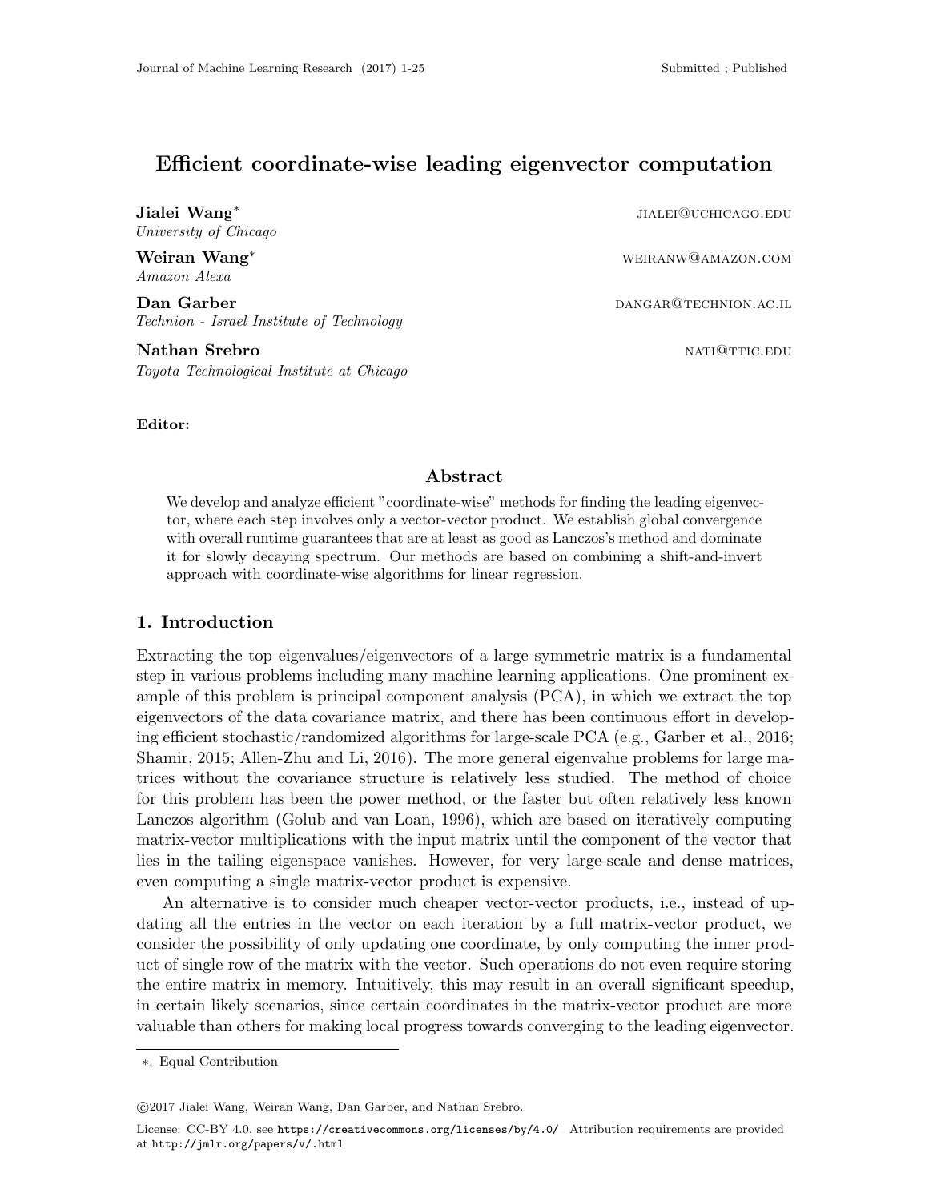# Efficient coordinate-wise leading eigenvector computation

**Jialei Wang*** JIALEI@UCHICAGO.EDU
*University of Chicago*

**Weiran Wang*** WEIRANW@AMAZON.COM
*Amazon Alexa*

**Dan Garber** DANGAR@TECHNION.AC.IL
*Technion - Israel Institute of Technology*

**Nathan Srebro** NATI@TTIC.EDU
*Toyota Technological Institute at Chicago*

**Editor:**

## Abstract

We develop and analyze efficient "coordinate-wise" methods for finding the leading eigenvector, where each step involves only a vector-vector product. We establish global convergence with overall runtime guarantees that are at least as good as Lanczos's method and dominate it for slowly decaying spectrum. Our methods are based on combining a shift-and-invert approach with coordinate-wise algorithms for linear regression.

## 1. Introduction

Extracting the top eigenvalues/eigenvectors of a large symmetric matrix is a fundamental step in various problems including many machine learning applications. One prominent example of this problem is principal component analysis (PCA), in which we extract the top eigenvectors of the data covariance matrix, and there has been continuous effort in developing efficient stochastic/randomized algorithms for large-scale PCA (e.g., Garber et al., 2016; Shamir, 2015; Allen-Zhu and Li, 2016). The more general eigenvalue problems for large matrices without the covariance structure is relatively less studied. The method of choice for this problem has been the power method, or the faster but often relatively less known Lanczos algorithm (Golub and van Loan, 1996), which are based on iteratively computing matrix-vector multiplications with the input matrix until the component of the vector that lies in the tailing eigenspace vanishes. However, for very large-scale and dense matrices, even computing a single matrix-vector product is expensive.

An alternative is to consider much cheaper vector-vector products, i.e., instead of updating all the entries in the vector on each iteration by a full matrix-vector product, we consider the possibility of only updating one coordinate, by only computing the inner product of single row of the matrix with the vector. Such operations do not even require storing the entire matrix in memory. Intuitively, this may result in an overall significant speedup, in certain likely scenarios, since certain coordinates in the matrix-vector product are more valuable than others for making local progress towards converging to the leading eigenvector.

*. Equal Contribution

©2017 Jialei Wang, Weiran Wang, Dan Garber, and Nathan Srebro.

License: CC-BY 4.0, see https://creativecommons.org/licenses/by/4.0/ Attribution requirements are provided at http://jmlr.org/papers/v/.html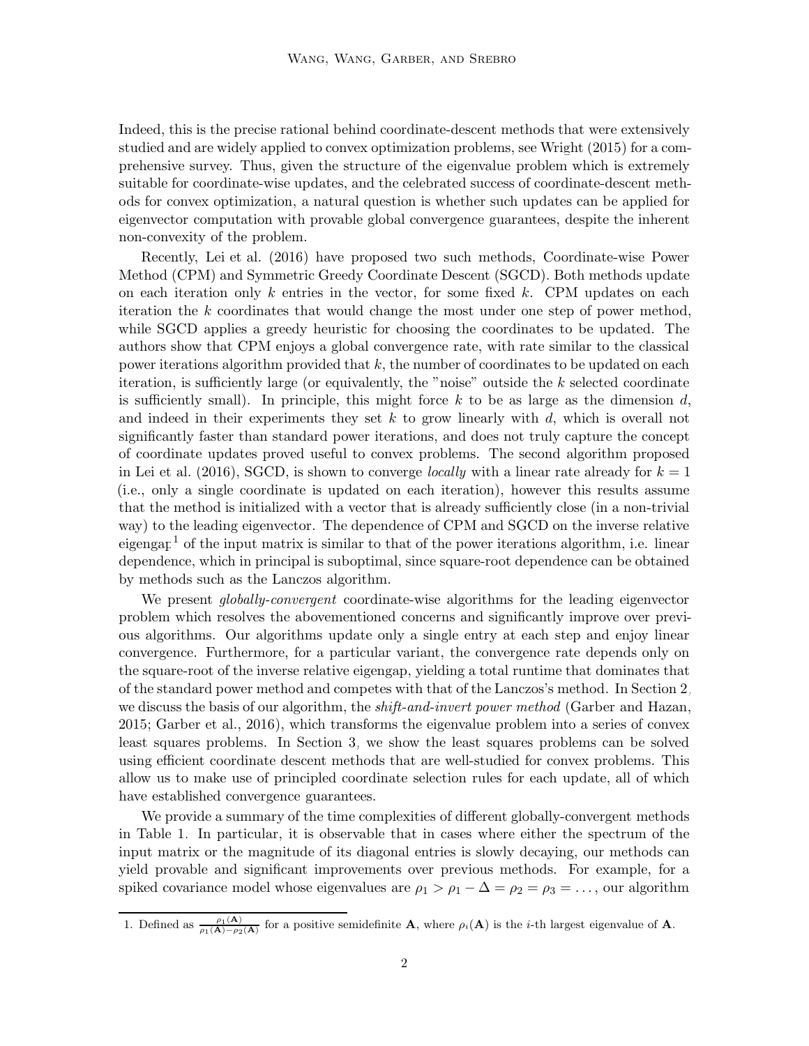Indeed, this is the precise rational behind coordinate-descent methods that were extensively studied and are widely applied to convex optimization problems, see Wright (2015) for a comprehensive survey. Thus, given the structure of the eigenvalue problem which is extremely suitable for coordinate-wise updates, and the celebrated success of coordinate-descent methods for convex optimization, a natural question is whether such updates can be applied for eigenvector computation with provable global convergence guarantees, despite the inherent non-convexity of the problem.

Recently, Lei et al. (2016) have proposed two such methods, Coordinate-wise Power Method (CPM) and Symmetric Greedy Coordinate Descent (SGCD). Both methods update on each iteration only $k$ entries in the vector, for some fixed $k$. CPM updates on each iteration the $k$ coordinates that would change the most under one step of power method, while SGCD applies a greedy heuristic for choosing the coordinates to be updated. The authors show that CPM enjoys a global convergence rate, with rate similar to the classical power iterations algorithm provided that $k$, the number of coordinates to be updated on each iteration, is sufficiently large (or equivalently, the "noise" outside the $k$ selected coordinate is sufficiently small). In principle, this might force $k$ to be as large as the dimension $d$, and indeed in their experiments they set $k$ to grow linearly with $d$, which is overall not significantly faster than standard power iterations, and does not truly capture the concept of coordinate updates proved useful to convex problems. The second algorithm proposed in Lei et al. (2016), SGCD, is shown to converge *locally* with a linear rate already for $k = 1$ (i.e., only a single coordinate is updated on each iteration), however this results assume that the method is initialized with a vector that is already sufficiently close (in a non-trivial way) to the leading eigenvector. The dependence of CPM and SGCD on the inverse relative eigengap[1] of the input matrix is similar to that of the power iterations algorithm, i.e. linear dependence, which in principal is suboptimal, since square-root dependence can be obtained by methods such as the Lanczos algorithm.

We present *globally-convergent* coordinate-wise algorithms for the leading eigenvector problem which resolves the abovementioned concerns and significantly improve over previous algorithms. Our algorithms update only a single entry at each step and enjoy linear convergence. Furthermore, for a particular variant, the convergence rate depends only on the square-root of the inverse relative eigengap, yielding a total runtime that dominates that of the standard power method and competes with that of the Lanczos's method. In Section 2, we discuss the basis of our algorithm, the *shift-and-invert power method* (Garber and Hazan, 2015; Garber et al., 2016), which transforms the eigenvalue problem into a series of convex least squares problems. In Section 3, we show the least squares problems can be solved using efficient coordinate descent methods that are well-studied for convex problems. This allow us to make use of principled coordinate selection rules for each update, all of which have established convergence guarantees.

We provide a summary of the time complexities of different globally-convergent methods in Table 1. In particular, it is observable that in cases where either the spectrum of the input matrix or the magnitude of its diagonal entries is slowly decaying, our methods can yield provable and significant improvements over previous methods. For example, for a spiked covariance model whose eigenvalues are $\rho_1 > \rho_1 - \Delta = \rho_2 = \rho_3 = \dots$, our algorithm

1. Defined as $\frac{\rho_1(\mathbf{A})}{\rho_1(\mathbf{A})-\rho_2(\mathbf{A})}$ for a positive semidefinite $\mathbf{A}$, where $\rho_i(\mathbf{A})$ is the $i$-th largest eigenvalue of $\mathbf{A}$.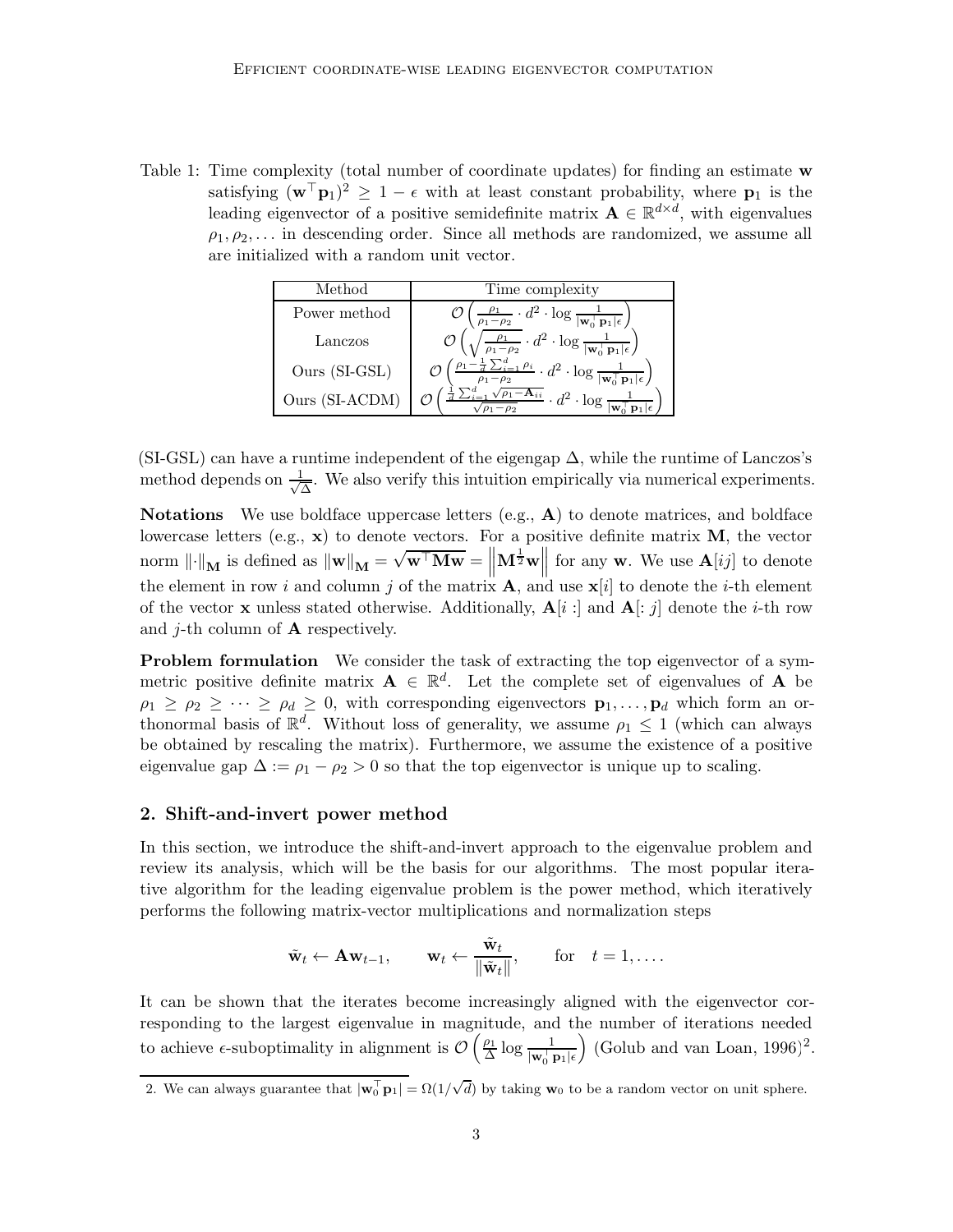Table 1: Time complexity (total number of coordinate updates) for finding an estimate $\mathbf{w}$ satisfying $(\mathbf{w}^\top \mathbf{p}_1)^2 \geq 1 - \epsilon$ with at least constant probability, where $\mathbf{p}_1$ is the leading eigenvector of a positive semidefinite matrix $\mathbf{A} \in \mathbb{R}^{d \times d}$, with eigenvalues $\rho_1, \rho_2, \ldots$ in descending order. Since all methods are randomized, we assume all are initialized with a random unit vector.

| Method | Time complexity |
|---|---|
| Power method | $\mathcal{O}\left(\frac{\rho_1}{\rho_1 - \rho_2} \cdot d^2 \cdot \log \frac{1}{\lvert \mathbf{w}_0^\top \mathbf{p}_1 \rvert \epsilon}\right)$ |
| Lanczos | $\mathcal{O}\left(\sqrt{\frac{\rho_1}{\rho_1 - \rho_2}} \cdot d^2 \cdot \log \frac{1}{\lvert \mathbf{w}_0^\top \mathbf{p}_1 \rvert \epsilon}\right)$ |
| Ours (SI-GSL) | $\mathcal{O}\left(\frac{\rho_1 - \frac{1}{d}\sum_{i=1}^d \rho_i}{\rho_1 - \rho_2} \cdot d^2 \cdot \log \frac{1}{\lvert \mathbf{w}_0^\top \mathbf{p}_1 \rvert \epsilon}\right)$ |
| Ours (SI-ACDM) | $\mathcal{O}\left(\frac{\frac{1}{d}\sum_{i=1}^d \sqrt{\rho_1 - \mathbf{A}_{ii}}}{\sqrt{\rho_1 - \rho_2}} \cdot d^2 \cdot \log \frac{1}{\lvert \mathbf{w}_0^\top \mathbf{p}_1 \rvert \epsilon}\right)$ |

(SI-GSL) can have a runtime independent of the eigengap $\Delta$, while the runtime of Lanczos's method depends on $\frac{1}{\sqrt{\Delta}}$. We also verify this intuition empirically via numerical experiments.

**Notations** We use boldface uppercase letters (e.g., $\mathbf{A}$) to denote matrices, and boldface lowercase letters (e.g., $\mathbf{x}$) to denote vectors. For a positive definite matrix $\mathbf{M}$, the vector norm $\|\cdot\|_{\mathbf{M}}$ is defined as $\|\mathbf{w}\|_{\mathbf{M}} = \sqrt{\mathbf{w}^\top \mathbf{M} \mathbf{w}} = \left\|\mathbf{M}^{\frac{1}{2}} \mathbf{w}\right\|$ for any $\mathbf{w}$. We use $\mathbf{A}[ij]$ to denote the element in row $i$ and column $j$ of the matrix $\mathbf{A}$, and use $\mathbf{x}[i]$ to denote the $i$-th element of the vector $\mathbf{x}$ unless stated otherwise. Additionally, $\mathbf{A}[i :]$ and $\mathbf{A}[: j]$ denote the $i$-th row and $j$-th column of $\mathbf{A}$ respectively.

**Problem formulation** We consider the task of extracting the top eigenvector of a symmetric positive definite matrix $\mathbf{A} \in \mathbb{R}^d$. Let the complete set of eigenvalues of $\mathbf{A}$ be $\rho_1 \geq \rho_2 \geq \cdots \geq \rho_d \geq 0$, with corresponding eigenvectors $\mathbf{p}_1, \ldots, \mathbf{p}_d$ which form an orthonormal basis of $\mathbb{R}^d$. Without loss of generality, we assume $\rho_1 \leq 1$ (which can always be obtained by rescaling the matrix). Furthermore, we assume the existence of a positive eigenvalue gap $\Delta := \rho_1 - \rho_2 > 0$ so that the top eigenvector is unique up to scaling.

## 2. Shift-and-invert power method

In this section, we introduce the shift-and-invert approach to the eigenvalue problem and review its analysis, which will be the basis for our algorithms. The most popular iterative algorithm for the leading eigenvalue problem is the power method, which iteratively performs the following matrix-vector multiplications and normalization steps

$$\tilde{\mathbf{w}}_t \leftarrow \mathbf{A}\mathbf{w}_{t-1}, \qquad \mathbf{w}_t \leftarrow \frac{\tilde{\mathbf{w}}_t}{\|\tilde{\mathbf{w}}_t\|}, \qquad \text{for} \quad t = 1, \ldots.$$

It can be shown that the iterates become increasingly aligned with the eigenvector corresponding to the largest eigenvalue in magnitude, and the number of iterations needed to achieve $\epsilon$-suboptimality in alignment is $\mathcal{O}\left(\frac{\rho_1}{\Delta} \log \frac{1}{\lvert \mathbf{w}_0^\top \mathbf{p}_1 \rvert \epsilon}\right)$ (Golub and van Loan, 1996)[2].

2. We can always guarantee that $\lvert \mathbf{w}_0^\top \mathbf{p}_1 \rvert = \Omega(1/\sqrt{d})$ by taking $\mathbf{w}_0$ to be a random vector on unit sphere.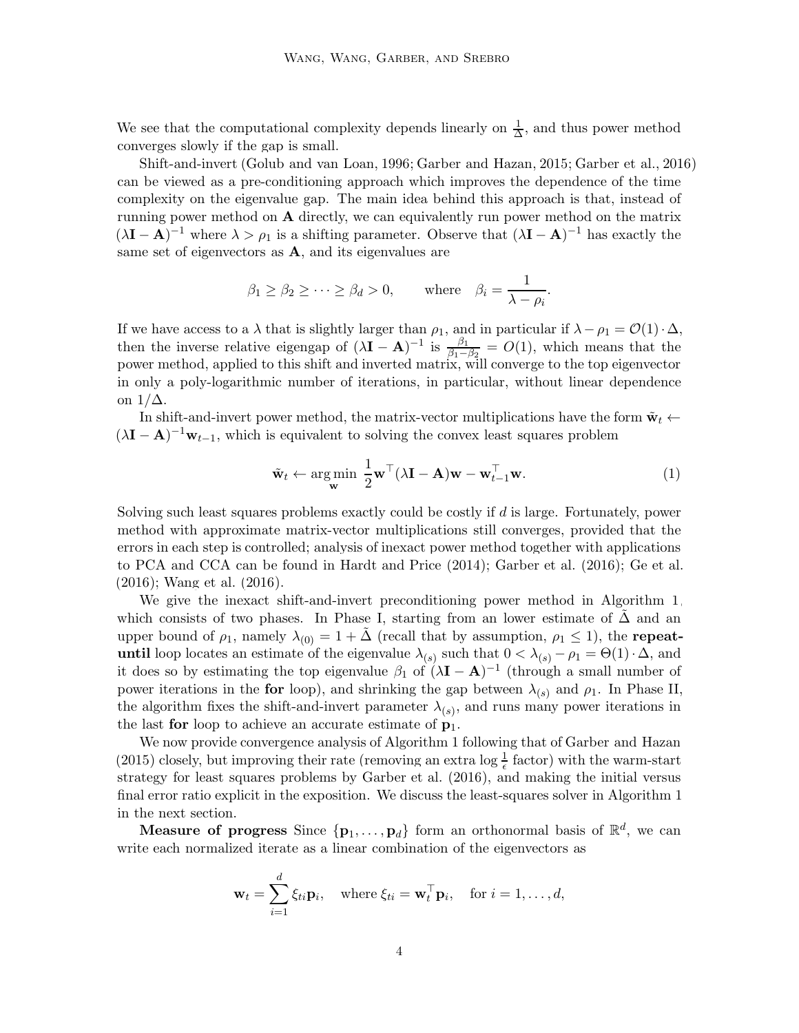We see that the computational complexity depends linearly on $\frac{1}{\Delta}$, and thus power method converges slowly if the gap is small.

Shift-and-invert (Golub and van Loan, 1996; Garber and Hazan, 2015; Garber et al., 2016) can be viewed as a pre-conditioning approach which improves the dependence of the time complexity on the eigenvalue gap. The main idea behind this approach is that, instead of running power method on $\mathbf{A}$ directly, we can equivalently run power method on the matrix $(\lambda \mathbf{I} - \mathbf{A})^{-1}$ where $\lambda > \rho_1$ is a shifting parameter. Observe that $(\lambda \mathbf{I} - \mathbf{A})^{-1}$ has exactly the same set of eigenvectors as $\mathbf{A}$, and its eigenvalues are

$$\beta_1 \geq \beta_2 \geq \cdots \geq \beta_d > 0, \qquad \text{where} \quad \beta_i = \frac{1}{\lambda - \rho_i}.$$

If we have access to a $\lambda$ that is slightly larger than $\rho_1$, and in particular if $\lambda - \rho_1 = \mathcal{O}(1) \cdot \Delta$, then the inverse relative eigengap of $(\lambda \mathbf{I} - \mathbf{A})^{-1}$ is $\frac{\beta_1}{\beta_1 - \beta_2} = O(1)$, which means that the power method, applied to this shift and inverted matrix, will converge to the top eigenvector in only a poly-logarithmic number of iterations, in particular, without linear dependence on $1/\Delta$.

In shift-and-invert power method, the matrix-vector multiplications have the form $\tilde{\mathbf{w}}_t \leftarrow (\lambda \mathbf{I} - \mathbf{A})^{-1} \mathbf{w}_{t-1}$, which is equivalent to solving the convex least squares problem

$$\tilde{\mathbf{w}}_t \leftarrow \arg\min_{\mathbf{w}} \ \frac{1}{2} \mathbf{w}^\top (\lambda \mathbf{I} - \mathbf{A}) \mathbf{w} - \mathbf{w}_{t-1}^\top \mathbf{w}. \tag{1}$$

Solving such least squares problems exactly could be costly if $d$ is large. Fortunately, power method with approximate matrix-vector multiplications still converges, provided that the errors in each step is controlled; analysis of inexact power method together with applications to PCA and CCA can be found in Hardt and Price (2014); Garber et al. (2016); Ge et al. (2016); Wang et al. (2016).

We give the inexact shift-and-invert preconditioning power method in Algorithm 1, which consists of two phases. In Phase I, starting from an lower estimate of $\tilde{\Delta}$ and an upper bound of $\rho_1$, namely $\lambda_{(0)} = 1 + \tilde{\Delta}$ (recall that by assumption, $\rho_1 \leq 1$), the **repeat-until** loop locates an estimate of the eigenvalue $\lambda_{(s)}$ such that $0 < \lambda_{(s)} - \rho_1 = \Theta(1) \cdot \Delta$, and it does so by estimating the top eigenvalue $\beta_1$ of $(\lambda \mathbf{I} - \mathbf{A})^{-1}$ (through a small number of power iterations in the **for** loop), and shrinking the gap between $\lambda_{(s)}$ and $\rho_1$. In Phase II, the algorithm fixes the shift-and-invert parameter $\lambda_{(s)}$, and runs many power iterations in the last **for** loop to achieve an accurate estimate of $\mathbf{p}_1$.

We now provide convergence analysis of Algorithm 1 following that of Garber and Hazan (2015) closely, but improving their rate (removing an extra $\log \frac{1}{\epsilon}$ factor) with the warm-start strategy for least squares problems by Garber et al. (2016), and making the initial versus final error ratio explicit in the exposition. We discuss the least-squares solver in Algorithm 1 in the next section.

**Measure of progress** Since $\{\mathbf{p}_1, \ldots, \mathbf{p}_d\}$ form an orthonormal basis of $\mathbb{R}^d$, we can write each normalized iterate as a linear combination of the eigenvectors as

$$\mathbf{w}_t = \sum_{i=1}^{d} \xi_{ti} \mathbf{p}_i, \quad \text{where } \xi_{ti} = \mathbf{w}_t^\top \mathbf{p}_i, \quad \text{for } i = 1, \ldots, d,$$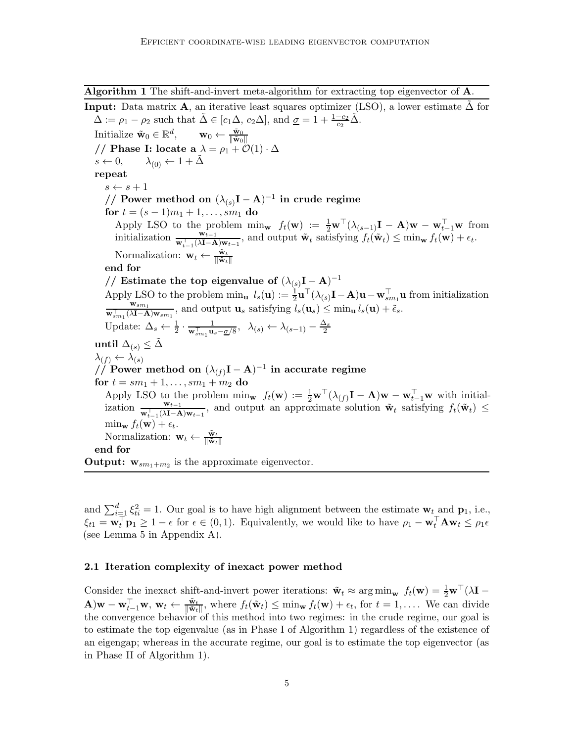**Algorithm 1** The shift-and-invert meta-algorithm for extracting top eigenvector of $\mathbf{A}$.

**Input:** Data matrix $\mathbf{A}$, an iterative least squares optimizer (LSO), a lower estimate $\tilde{\Delta}$ for $\Delta := \rho_1 - \rho_2$ such that $\tilde{\Delta} \in [c_1\Delta,\, c_2\Delta]$, and $\underline{\sigma} = 1 + \frac{1-c_2}{c_2}\tilde{\Delta}$.

Initialize $\tilde{\mathbf{w}}_0 \in \mathbb{R}^d, \qquad \mathbf{w}_0 \leftarrow \frac{\tilde{\mathbf{w}}_0}{\|\tilde{\mathbf{w}}_0\|}$

**// Phase I: locate a $\lambda = \rho_1 + \mathcal{O}(1) \cdot \Delta$**

$s \leftarrow 0, \qquad \lambda_{(0)} \leftarrow 1 + \tilde{\Delta}$

**repeat**

  $s \leftarrow s + 1$

  **// Power method on $(\lambda_{(s)}\mathbf{I} - \mathbf{A})^{-1}$ in crude regime**

  **for** $t = (s-1)m_1 + 1, \ldots, sm_1$ **do**

    Apply LSO to the problem $\min_{\mathbf{w}} \ f_t(\mathbf{w}) := \frac{1}{2}\mathbf{w}^\top(\lambda_{(s-1)}\mathbf{I} - \mathbf{A})\mathbf{w} - \mathbf{w}_{t-1}^\top \mathbf{w}$ from initialization $\frac{\mathbf{w}_{t-1}}{\mathbf{w}_{t-1}^\top(\lambda\mathbf{I}-\mathbf{A})\mathbf{w}_{t-1}}$, and output $\tilde{\mathbf{w}}_t$ satisfying $f_t(\tilde{\mathbf{w}}_t) \le \min_{\mathbf{w}} f_t(\mathbf{w}) + \epsilon_t$.

    Normalization: $\mathbf{w}_t \leftarrow \frac{\tilde{\mathbf{w}}_t}{\|\tilde{\mathbf{w}}_t\|}$

  **end for**

  **// Estimate the top eigenvalue of $(\lambda_{(s)}\mathbf{I} - \mathbf{A})^{-1}$**

  Apply LSO to the problem $\min_{\mathbf{u}} \ l_s(\mathbf{u}) := \frac{1}{2}\mathbf{u}^\top(\lambda_{(s)}\mathbf{I} - \mathbf{A})\mathbf{u} - \mathbf{w}_{sm_1}^\top \mathbf{u}$ from initialization $\frac{\mathbf{w}_{sm_1}}{\mathbf{w}_{sm_1}^\top(\lambda\mathbf{I}-\mathbf{A})\mathbf{w}_{sm_1}}$, and output $\mathbf{u}_s$ satisfying $l_s(\mathbf{u}_s) \le \min_{\mathbf{u}} l_s(\mathbf{u}) + \tilde{\epsilon}_s$.

  Update: $\Delta_s \leftarrow \frac{1}{2} \cdot \frac{1}{\mathbf{w}_{sm_1}^\top \mathbf{u}_s - \underline{\sigma}/8}, \quad \lambda_{(s)} \leftarrow \lambda_{(s-1)} - \frac{\Delta_s}{2}$

**until** $\Delta_{(s)} \le \tilde{\Delta}$

$\lambda_{(f)} \leftarrow \lambda_{(s)}$

**// Power method on $(\lambda_{(f)}\mathbf{I} - \mathbf{A})^{-1}$ in accurate regime**

**for** $t = sm_1 + 1, \ldots, sm_1 + m_2$ **do**

  Apply LSO to the problem $\min_{\mathbf{w}} \ f_t(\mathbf{w}) := \frac{1}{2}\mathbf{w}^\top(\lambda_{(f)}\mathbf{I} - \mathbf{A})\mathbf{w} - \mathbf{w}_{t-1}^\top \mathbf{w}$ with initialization $\frac{\mathbf{w}_{t-1}}{\mathbf{w}_{t-1}^\top(\lambda\mathbf{I}-\mathbf{A})\mathbf{w}_{t-1}}$, and output an approximate solution $\tilde{\mathbf{w}}_t$ satisfying $f_t(\tilde{\mathbf{w}}_t) \le \min_{\mathbf{w}} f_t(\mathbf{w}) + \epsilon_t$.

  Normalization: $\mathbf{w}_t \leftarrow \frac{\tilde{\mathbf{w}}_t}{\|\tilde{\mathbf{w}}_t\|}$

**end for**

**Output:** $\mathbf{w}_{sm_1+m_2}$ is the approximate eigenvector.

---

and $\sum_{i=1}^d \xi_{ti}^2 = 1$. Our goal is to have high alignment between the estimate $\mathbf{w}_t$ and $\mathbf{p}_1$, i.e., $\xi_{t1} = \mathbf{w}_t^\top \mathbf{p}_1 \ge 1 - \epsilon$ for $\epsilon \in (0, 1)$. Equivalently, we would like to have $\rho_1 - \mathbf{w}_t^\top \mathbf{A} \mathbf{w}_t \le \rho_1 \epsilon$ (see Lemma 5 in Appendix A).

### 2.1 Iteration complexity of inexact power method

Consider the inexact shift-and-invert power iterations: $\tilde{\mathbf{w}}_t \approx \arg\min_{\mathbf{w}} \ f_t(\mathbf{w}) = \frac{1}{2}\mathbf{w}^\top(\lambda\mathbf{I} - \mathbf{A})\mathbf{w} - \mathbf{w}_{t-1}^\top \mathbf{w}$, $\mathbf{w}_t \leftarrow \frac{\tilde{\mathbf{w}}_t}{\|\tilde{\mathbf{w}}_t\|}$, where $f_t(\tilde{\mathbf{w}}_t) \le \min_{\mathbf{w}} f_t(\mathbf{w}) + \epsilon_t$, for $t = 1, \ldots$. We can divide the convergence behavior of this method into two regimes: in the crude regime, our goal is to estimate the top eigenvalue (as in Phase I of Algorithm 1) regardless of the existence of an eigengap; whereas in the accurate regime, our goal is to estimate the top eigenvector (as in Phase II of Algorithm 1).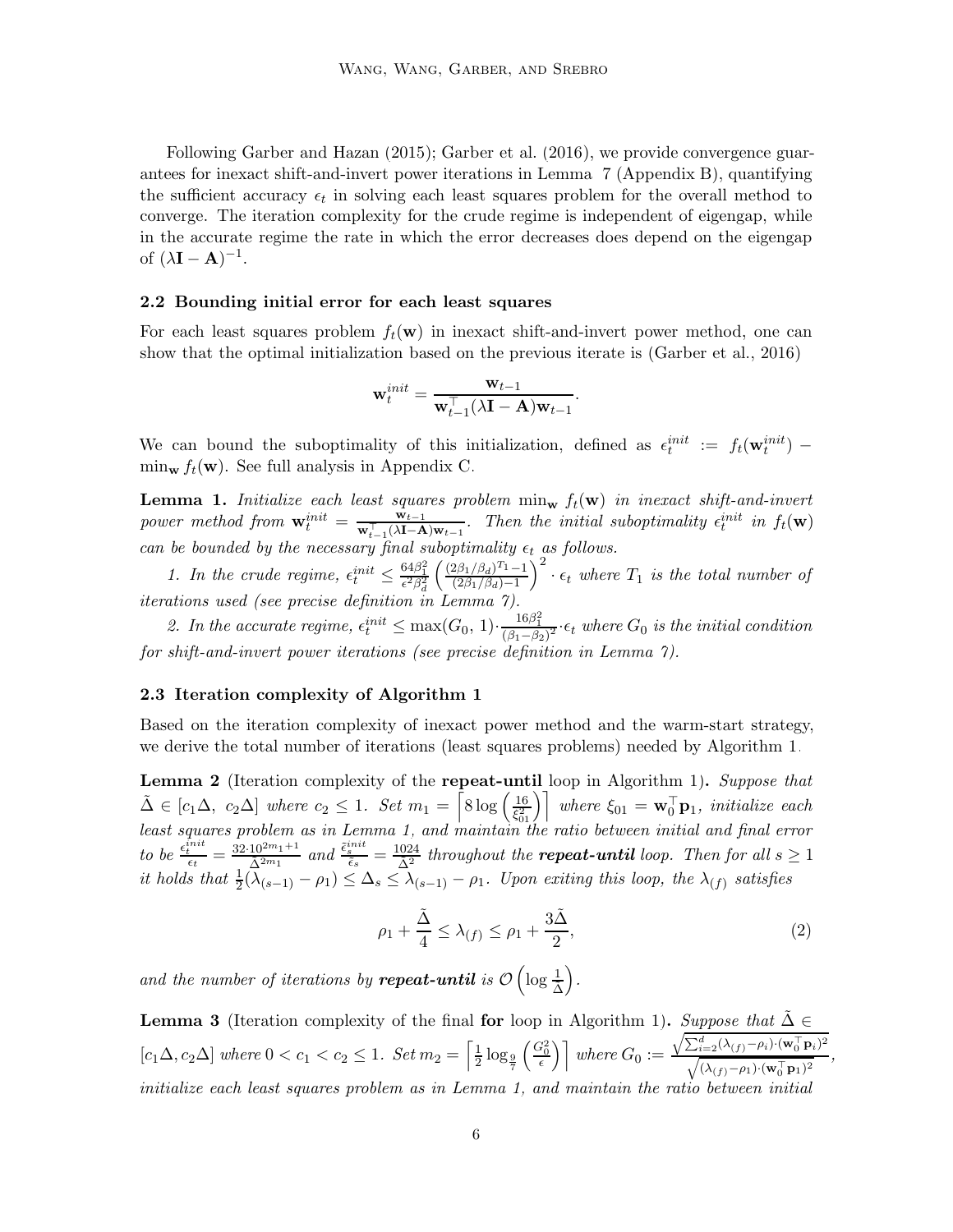Following Garber and Hazan (2015); Garber et al. (2016), we provide convergence guarantees for inexact shift-and-invert power iterations in Lemma 7 (Appendix B), quantifying the sufficient accuracy $\epsilon_t$ in solving each least squares problem for the overall method to converge. The iteration complexity for the crude regime is independent of eigengap, while in the accurate regime the rate in which the error decreases does depend on the eigengap of $(\lambda\mathbf{I} - \mathbf{A})^{-1}$.

### 2.2 Bounding initial error for each least squares

For each least squares problem $f_t(\mathbf{w})$ in inexact shift-and-invert power method, one can show that the optimal initialization based on the previous iterate is (Garber et al., 2016)

$$\mathbf{w}_t^{init} = \frac{\mathbf{w}_{t-1}}{\mathbf{w}_{t-1}^\top (\lambda\mathbf{I} - \mathbf{A})\mathbf{w}_{t-1}}.$$

We can bound the suboptimality of this initialization, defined as $\epsilon_t^{init} := f_t(\mathbf{w}_t^{init}) - \min_{\mathbf{w}} f_t(\mathbf{w})$. See full analysis in Appendix C.

**Lemma 1.** *Initialize each least squares problem $\min_{\mathbf{w}} f_t(\mathbf{w})$ in inexact shift-and-invert power method from $\mathbf{w}_t^{init} = \frac{\mathbf{w}_{t-1}}{\mathbf{w}_{t-1}^\top (\lambda\mathbf{I} - \mathbf{A})\mathbf{w}_{t-1}}$. Then the initial suboptimality $\epsilon_t^{init}$ in $f_t(\mathbf{w})$ can be bounded by the necessary final suboptimality $\epsilon_t$ as follows.*

*1. In the crude regime, $\epsilon_t^{init} \leq \frac{64\beta_1^2}{\epsilon^2 \beta_d^2} \left( \frac{(2\beta_1/\beta_d)^{T_1} - 1}{(2\beta_1/\beta_d) - 1} \right)^2 \cdot \epsilon_t$ where $T_1$ is the total number of iterations used (see precise definition in Lemma 7).*

*2. In the accurate regime, $\epsilon_t^{init} \leq \max(G_0,\, 1) \cdot \frac{16\beta_1^2}{(\beta_1 - \beta_2)^2} \cdot \epsilon_t$ where $G_0$ is the initial condition for shift-and-invert power iterations (see precise definition in Lemma 7).*

### 2.3 Iteration complexity of Algorithm 1

Based on the iteration complexity of inexact power method and the warm-start strategy, we derive the total number of iterations (least squares problems) needed by Algorithm 1.

**Lemma 2** (Iteration complexity of the **repeat-until** loop in Algorithm 1)**.** *Suppose that $\tilde{\Delta} \in [c_1 \Delta,\; c_2 \Delta]$ where $c_2 \leq 1$. Set $m_1 = \left\lceil 8 \log \left( \frac{16}{\xi_{01}^2} \right) \right\rceil$ where $\xi_{01} = \mathbf{w}_0^\top \mathbf{p}_1$, initialize each least squares problem as in Lemma 1, and maintain the ratio between initial and final error to be $\frac{\epsilon_t^{init}}{\epsilon_t} = \frac{32 \cdot 10^{2m_1 + 1}}{\Delta^{2m_1}}$ and $\frac{\tilde{\epsilon}_s^{init}}{\tilde{\epsilon}_s} = \frac{1024}{\Delta^2}$ throughout the **repeat-until** loop. Then for all $s \geq 1$ it holds that $\frac{1}{2}(\lambda_{(s-1)} - \rho_1) \leq \Delta_s \leq \lambda_{(s-1)} - \rho_1$. Upon exiting this loop, the $\lambda_{(f)}$ satisfies*

$$\rho_1 + \frac{\tilde{\Delta}}{4} \leq \lambda_{(f)} \leq \rho_1 + \frac{3\tilde{\Delta}}{2}, \tag{2}$$

*and the number of iterations by **repeat-until** is $\mathcal{O}\left( \log \frac{1}{\Delta} \right)$.*

**Lemma 3** (Iteration complexity of the final **for** loop in Algorithm 1)**.** *Suppose that $\tilde{\Delta} \in [c_1 \Delta, c_2 \Delta]$ where $0 < c_1 < c_2 \leq 1$. Set $m_2 = \left\lceil \frac{1}{2} \log_{\frac{9}{7}} \left( \frac{G_0^2}{\epsilon} \right) \right\rceil$ where $G_0 := \frac{\sqrt{\sum_{i=2}^d (\lambda_{(f)} - \rho_i) \cdot (\mathbf{w}_0^\top \mathbf{p}_i)^2}}{\sqrt{(\lambda_{(f)} - \rho_1) \cdot (\mathbf{w}_0^\top \mathbf{p}_1)^2}}$, initialize each least squares problem as in Lemma 1, and maintain the ratio between initial*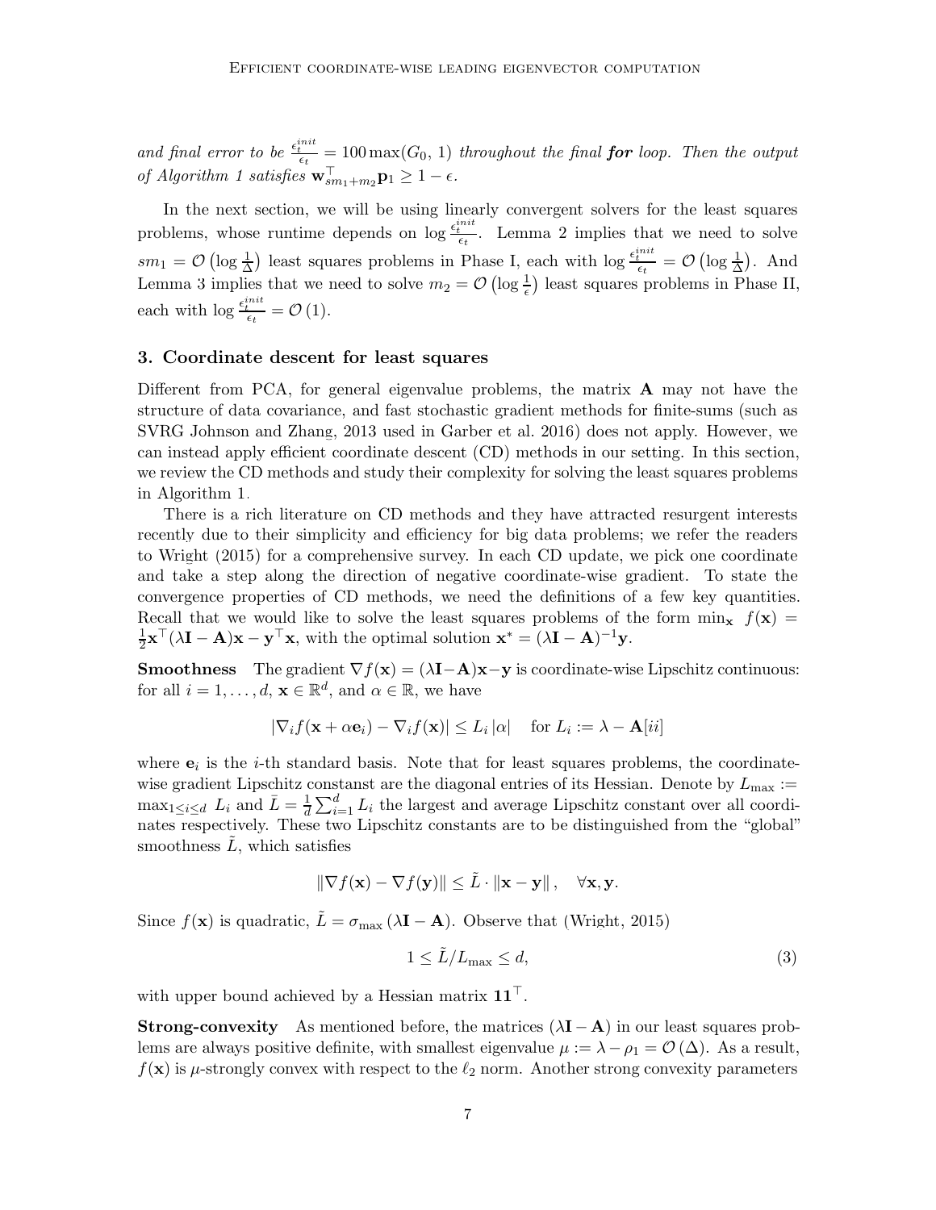*and final error to be* $\frac{\epsilon_t^{init}}{\epsilon_t} = 100 \max(G_0, 1)$ *throughout the final* ***for*** *loop. Then the output of Algorithm 1 satisfies* $\mathbf{w}_{sm_1+m_2}^\top \mathbf{p}_1 \geq 1 - \epsilon$.

In the next section, we will be using linearly convergent solvers for the least squares problems, whose runtime depends on $\log \frac{\epsilon_t^{init}}{\epsilon_t}$. Lemma 2 implies that we need to solve $sm_1 = \mathcal{O}\left(\log \frac{1}{\Delta}\right)$ least squares problems in Phase I, each with $\log \frac{\epsilon_t^{init}}{\epsilon_t} = \mathcal{O}\left(\log \frac{1}{\Delta}\right)$. And Lemma 3 implies that we need to solve $m_2 = \mathcal{O}\left(\log \frac{1}{\epsilon}\right)$ least squares problems in Phase II, each with $\log \frac{\epsilon_t^{init}}{\epsilon_t} = \mathcal{O}(1)$.

## 3. Coordinate descent for least squares

Different from PCA, for general eigenvalue problems, the matrix $\mathbf{A}$ may not have the structure of data covariance, and fast stochastic gradient methods for finite-sums (such as SVRG Johnson and Zhang, 2013 used in Garber et al. 2016) does not apply. However, we can instead apply efficient coordinate descent (CD) methods in our setting. In this section, we review the CD methods and study their complexity for solving the least squares problems in Algorithm 1.

There is a rich literature on CD methods and they have attracted resurgent interests recently due to their simplicity and efficiency for big data problems; we refer the readers to Wright (2015) for a comprehensive survey. In each CD update, we pick one coordinate and take a step along the direction of negative coordinate-wise gradient. To state the convergence properties of CD methods, we need the definitions of a few key quantities. Recall that we would like to solve the least squares problems of the form $\min_{\mathbf{x}} \; f(\mathbf{x}) = \frac{1}{2}\mathbf{x}^\top(\lambda \mathbf{I} - \mathbf{A})\mathbf{x} - \mathbf{y}^\top \mathbf{x}$, with the optimal solution $\mathbf{x}^* = (\lambda \mathbf{I} - \mathbf{A})^{-1}\mathbf{y}$.

**Smoothness** The gradient $\nabla f(\mathbf{x}) = (\lambda \mathbf{I} - \mathbf{A})\mathbf{x} - \mathbf{y}$ is coordinate-wise Lipschitz continuous: for all $i = 1, \ldots, d$, $\mathbf{x} \in \mathbb{R}^d$, and $\alpha \in \mathbb{R}$, we have

$$\left| \nabla_i f(\mathbf{x} + \alpha \mathbf{e}_i) - \nabla_i f(\mathbf{x}) \right| \leq L_i \left| \alpha \right| \quad \text{for } L_i := \lambda - \mathbf{A}[ii]$$

where $\mathbf{e}_i$ is the $i$-th standard basis. Note that for least squares problems, the coordinate-wise gradient Lipschitz constanst are the diagonal entries of its Hessian. Denote by $L_{\max} := \max_{1 \leq i \leq d} \; L_i$ and $\bar{L} = \frac{1}{d}\sum_{i=1}^d L_i$ the largest and average Lipschitz constant over all coordinates respectively. These two Lipschitz constants are to be distinguished from the "global" smoothness $\tilde{L}$, which satisfies

$$\left\| \nabla f(\mathbf{x}) - \nabla f(\mathbf{y}) \right\| \leq \tilde{L} \cdot \left\| \mathbf{x} - \mathbf{y} \right\|, \quad \forall \mathbf{x}, \mathbf{y}.$$

Since $f(\mathbf{x})$ is quadratic, $\tilde{L} = \sigma_{\max}(\lambda \mathbf{I} - \mathbf{A})$. Observe that (Wright, 2015)

$$1 \leq \tilde{L}/L_{\max} \leq d, \tag{3}$$

with upper bound achieved by a Hessian matrix $\mathbf{1}\mathbf{1}^\top$.

**Strong-convexity** As mentioned before, the matrices $(\lambda \mathbf{I} - \mathbf{A})$ in our least squares problems are always positive definite, with smallest eigenvalue $\mu := \lambda - \rho_1 = \mathcal{O}(\Delta)$. As a result, $f(\mathbf{x})$ is $\mu$-strongly convex with respect to the $\ell_2$ norm. Another strong convexity parameters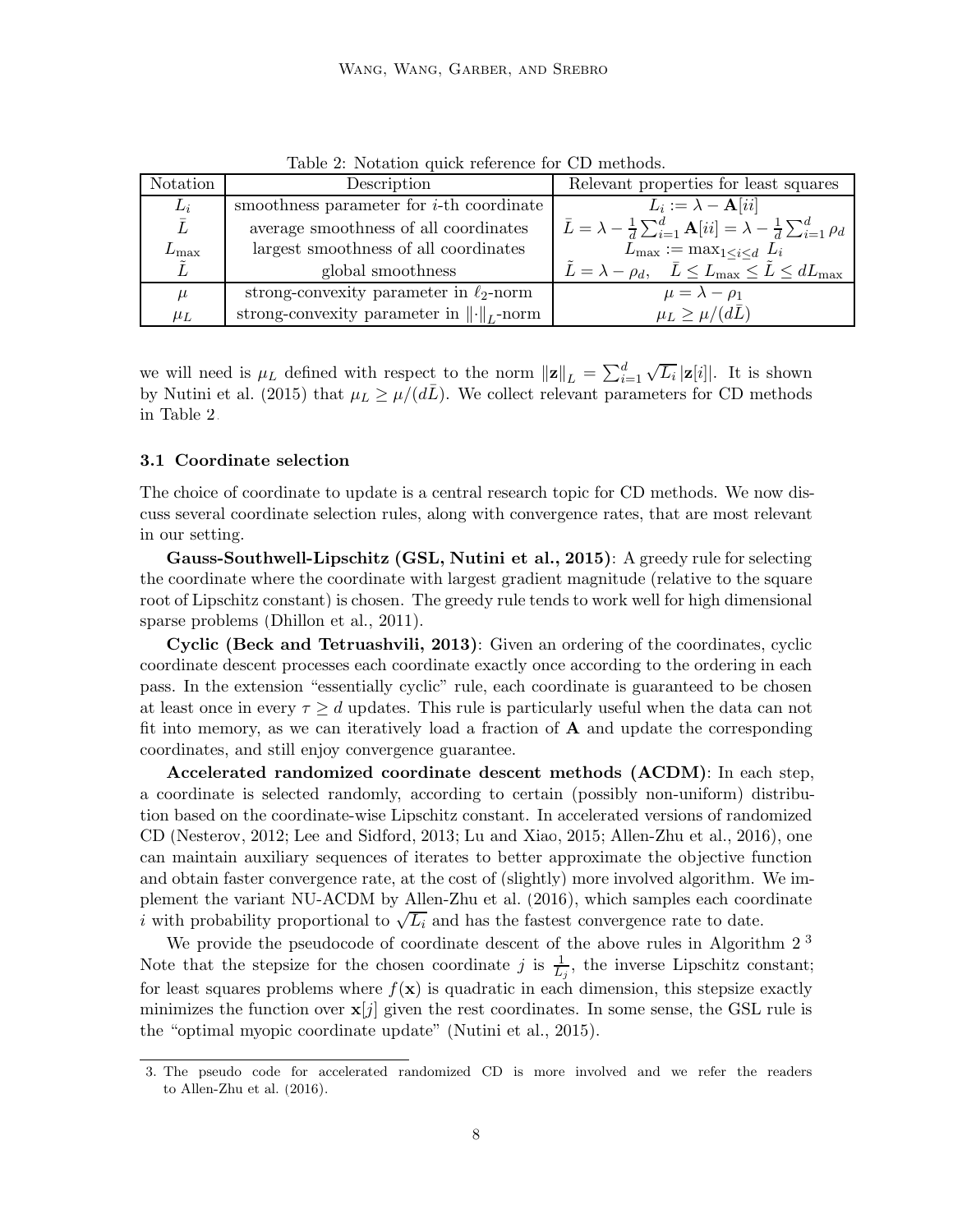Table 2: Notation quick reference for CD methods.

| Notation | Description | Relevant properties for least squares |
|---|---|---|
| $L_i$ | smoothness parameter for $i$-th coordinate | $L_i := \lambda - \mathbf{A}[ii]$ |
| $\bar{L}$ | average smoothness of all coordinates | $\bar{L} = \lambda - \frac{1}{d}\sum_{i=1}^{d} \mathbf{A}[ii] = \lambda - \frac{1}{d}\sum_{i=1}^{d} \rho_d$ |
| $L_{\max}$ | largest smoothness of all coordinates | $L_{\max} := \max_{1 \le i \le d} L_i$ |
| $\tilde{L}$ | global smoothness | $\tilde{L} = \lambda - \rho_d, \quad \bar{L} \le L_{\max} \le \tilde{L} \le dL_{\max}$ |
| $\mu$ | strong-convexity parameter in $\ell_2$-norm | $\mu = \lambda - \rho_1$ |
| $\mu_L$ | strong-convexity parameter in $\left\|\cdot\right\|_L$-norm | $\mu_L \ge \mu/(d\bar{L})$ |

we will need is $\mu_L$ defined with respect to the norm $\left\|\mathbf{z}\right\|_L = \sum_{i=1}^{d} \sqrt{L_i}\,|\mathbf{z}[i]|$. It is shown by Nutini et al. (2015) that $\mu_L \ge \mu/(d\bar{L})$. We collect relevant parameters for CD methods in Table 2.

### 3.1 Coordinate selection

The choice of coordinate to update is a central research topic for CD methods. We now discuss several coordinate selection rules, along with convergence rates, that are most relevant in our setting.

**Gauss-Southwell-Lipschitz (GSL, Nutini et al., 2015)**: A greedy rule for selecting the coordinate where the coordinate with largest gradient magnitude (relative to the square root of Lipschitz constant) is chosen. The greedy rule tends to work well for high dimensional sparse problems (Dhillon et al., 2011).

**Cyclic (Beck and Tetruashvili, 2013)**: Given an ordering of the coordinates, cyclic coordinate descent processes each coordinate exactly once according to the ordering in each pass. In the extension "essentially cyclic" rule, each coordinate is guaranteed to be chosen at least once in every $\tau \ge d$ updates. This rule is particularly useful when the data can not fit into memory, as we can iteratively load a fraction of $\mathbf{A}$ and update the corresponding coordinates, and still enjoy convergence guarantee.

**Accelerated randomized coordinate descent methods (ACDM)**: In each step, a coordinate is selected randomly, according to certain (possibly non-uniform) distribution based on the coordinate-wise Lipschitz constant. In accelerated versions of randomized CD (Nesterov, 2012; Lee and Sidford, 2013; Lu and Xiao, 2015; Allen-Zhu et al., 2016), one can maintain auxiliary sequences of iterates to better approximate the objective function and obtain faster convergence rate, at the cost of (slightly) more involved algorithm. We implement the variant NU-ACDM by Allen-Zhu et al. (2016), which samples each coordinate $i$ with probability proportional to $\sqrt{L_i}$ and has the fastest convergence rate to date.

We provide the pseudocode of coordinate descent of the above rules in Algorithm 2 [3] Note that the stepsize for the chosen coordinate $j$ is $\frac{1}{L_j}$, the inverse Lipschitz constant; for least squares problems where $f(\mathbf{x})$ is quadratic in each dimension, this stepsize exactly minimizes the function over $\mathbf{x}[j]$ given the rest coordinates. In some sense, the GSL rule is the "optimal myopic coordinate update" (Nutini et al., 2015).

3. The pseudo code for accelerated randomized CD is more involved and we refer the readers to Allen-Zhu et al. (2016).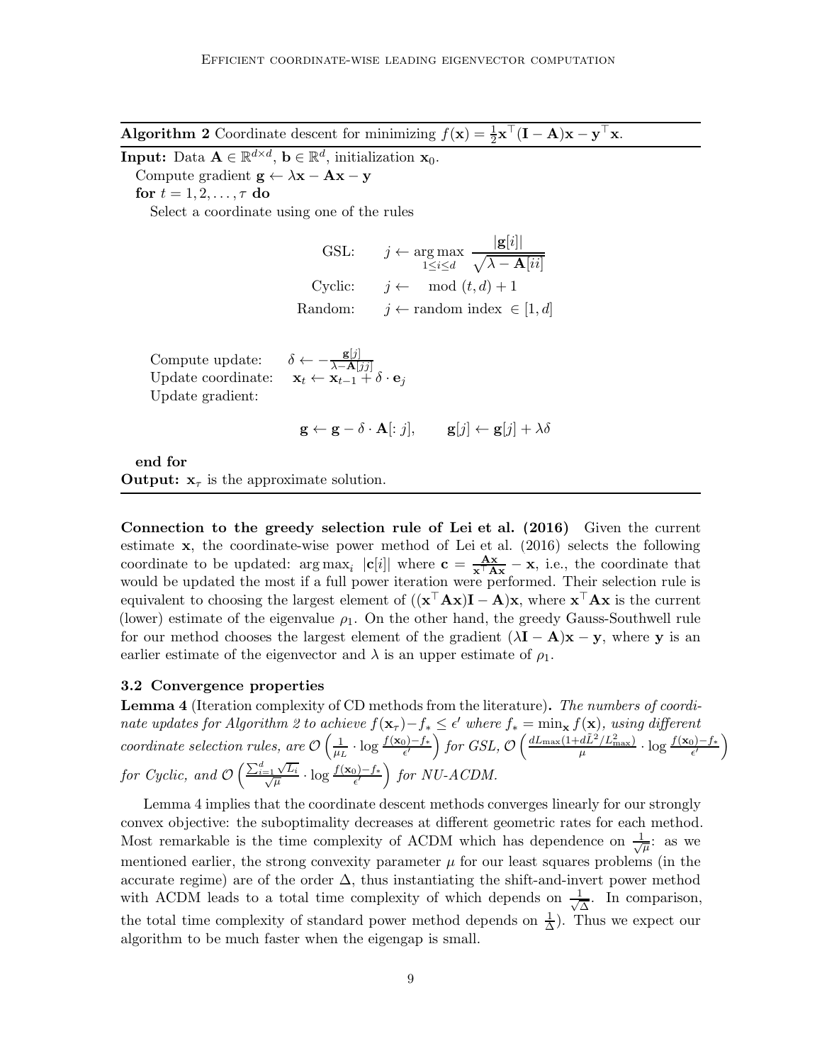**Algorithm 2** Coordinate descent for minimizing $f(\mathbf{x}) = \frac{1}{2}\mathbf{x}^\top(\mathbf{I} - \mathbf{A})\mathbf{x} - \mathbf{y}^\top\mathbf{x}$.

**Input:** Data $\mathbf{A} \in \mathbb{R}^{d \times d}$, $\mathbf{b} \in \mathbb{R}^d$, initialization $\mathbf{x}_0$.

Compute gradient $\mathbf{g} \leftarrow \lambda\mathbf{x} - \mathbf{A}\mathbf{x} - \mathbf{y}$

**for** $t = 1, 2, \ldots, \tau$ **do**

Select a coordinate using one of the rules

$$\begin{aligned}
\text{GSL:} \qquad & j \leftarrow \arg\max_{1 \le i \le d} \frac{|\mathbf{g}[i]|}{\sqrt{\lambda - \mathbf{A}[ii]}} \\
\text{Cyclic:} \qquad & j \leftarrow \mod(t, d) + 1 \\
\text{Random:} \qquad & j \leftarrow \text{random index } \in [1, d]
\end{aligned}$$

Compute update: $\quad \delta \leftarrow -\frac{\mathbf{g}[j]}{\lambda - \mathbf{A}[jj]}$

Update coordinate: $\quad \mathbf{x}_t \leftarrow \mathbf{x}_{t-1} + \delta \cdot \mathbf{e}_j$

Update gradient:

$$\mathbf{g} \leftarrow \mathbf{g} - \delta \cdot \mathbf{A}[:j], \qquad \mathbf{g}[j] \leftarrow \mathbf{g}[j] + \lambda\delta$$

**end for**

**Output:** $\mathbf{x}_\tau$ is the approximate solution.

**Connection to the greedy selection rule of Lei et al. (2016)** Given the current estimate $\mathbf{x}$, the coordinate-wise power method of Lei et al. (2016) selects the following coordinate to be updated: $\arg\max_i \ |\mathbf{c}[i]|$ where $\mathbf{c} = \frac{\mathbf{A}\mathbf{x}}{\mathbf{x}^\top\mathbf{A}\mathbf{x}} - \mathbf{x}$, i.e., the coordinate that would be updated the most if a full power iteration were performed. Their selection rule is equivalent to choosing the largest element of $((\mathbf{x}^\top\mathbf{A}\mathbf{x})\mathbf{I} - \mathbf{A})\mathbf{x}$, where $\mathbf{x}^\top\mathbf{A}\mathbf{x}$ is the current (lower) estimate of the eigenvalue $\rho_1$. On the other hand, the greedy Gauss-Southwell rule for our method chooses the largest element of the gradient $(\lambda\mathbf{I} - \mathbf{A})\mathbf{x} - \mathbf{y}$, where $\mathbf{y}$ is an earlier estimate of the eigenvector and $\lambda$ is an upper estimate of $\rho_1$.

### 3.2 Convergence properties

**Lemma 4** (Iteration complexity of CD methods from the literature)**.** *The numbers of coordinate updates for Algorithm 2 to achieve $f(\mathbf{x}_\tau) - f_* \le \epsilon'$ where $f_* = \min_{\mathbf{x}} f(\mathbf{x})$, using different coordinate selection rules, are $\mathcal{O}\left(\frac{1}{\mu_L} \cdot \log \frac{f(\mathbf{x}_0) - f_*}{\epsilon'}\right)$ for GSL, $\mathcal{O}\left(\frac{dL_{\max}(1 + d\tilde{L}^2/L_{\max}^2)}{\mu} \cdot \log \frac{f(\mathbf{x}_0) - f_*}{\epsilon'}\right)$ for Cyclic, and $\mathcal{O}\left(\frac{\sum_{i=1}^d \sqrt{L_i}}{\sqrt{\mu}} \cdot \log \frac{f(\mathbf{x}_0) - f_*}{\epsilon'}\right)$ for NU-ACDM.*

Lemma 4 implies that the coordinate descent methods converges linearly for our strongly convex objective: the suboptimality decreases at different geometric rates for each method. Most remarkable is the time complexity of ACDM which has dependence on $\frac{1}{\sqrt{\mu}}$: as we mentioned earlier, the strong convexity parameter $\mu$ for our least squares problems (in the accurate regime) are of the order $\Delta$, thus instantiating the shift-and-invert power method with ACDM leads to a total time complexity of which depends on $\frac{1}{\sqrt{\Delta}}$. In comparison, the total time complexity of standard power method depends on $\frac{1}{\Delta}$). Thus we expect our algorithm to be much faster when the eigengap is small.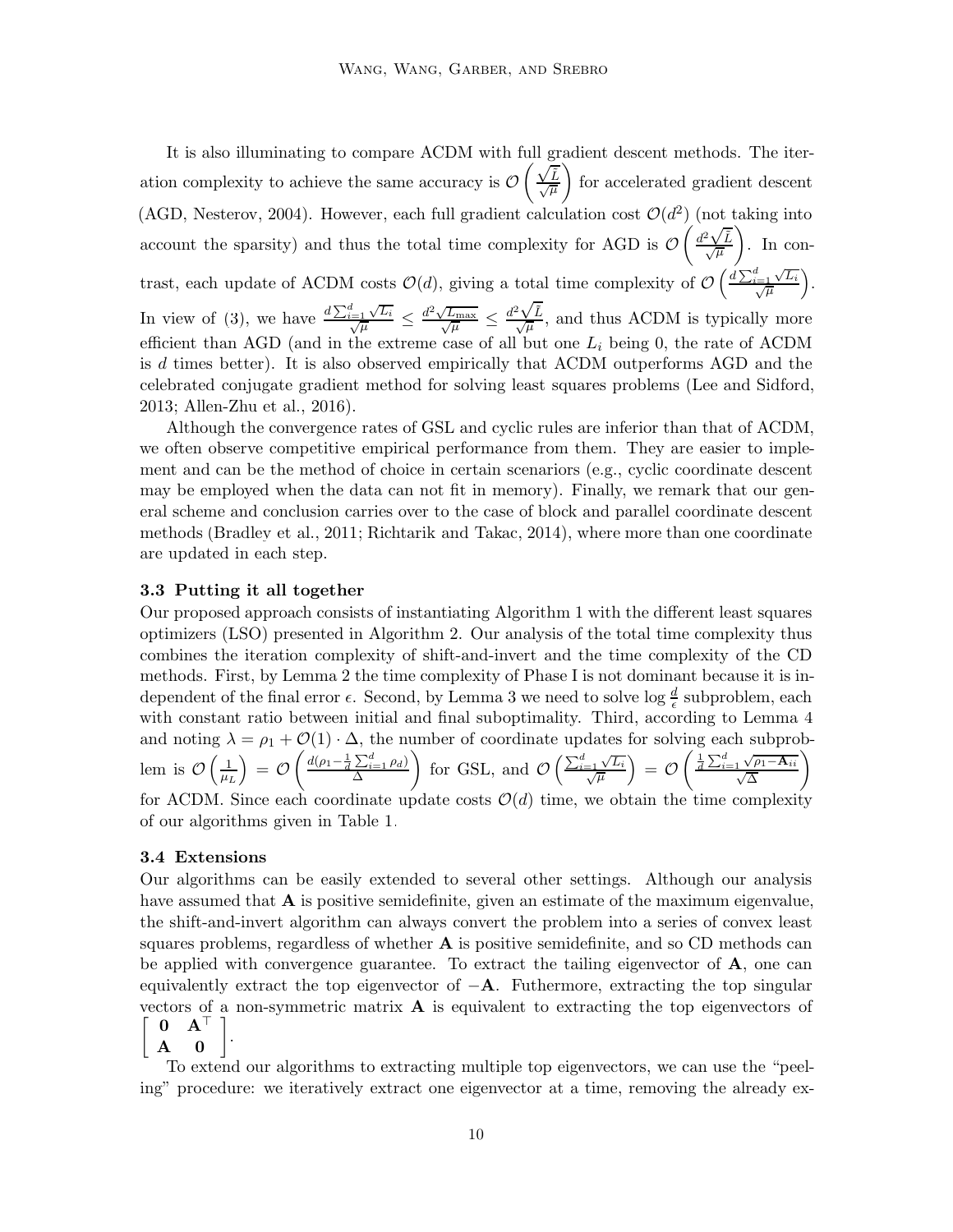It is also illuminating to compare ACDM with full gradient descent methods. The iteration complexity to achieve the same accuracy is $\mathcal{O}\left(\frac{\sqrt{\tilde{L}}}{\sqrt{\mu}}\right)$ for accelerated gradient descent (AGD, Nesterov, 2004). However, each full gradient calculation cost $\mathcal{O}(d^2)$ (not taking into account the sparsity) and thus the total time complexity for AGD is $\mathcal{O}\left(\frac{d^2\sqrt{\tilde{L}}}{\sqrt{\mu}}\right)$. In contrast, each update of ACDM costs $\mathcal{O}(d)$, giving a total time complexity of $\mathcal{O}\left(\frac{d\sum_{i=1}^{d}\sqrt{L_i}}{\sqrt{\mu}}\right)$. In view of (3), we have $\frac{d\sum_{i=1}^{d}\sqrt{L_i}}{\sqrt{\mu}} \le \frac{d^2\sqrt{L_{\max}}}{\sqrt{\mu}} \le \frac{d^2\sqrt{\tilde{L}}}{\sqrt{\mu}}$, and thus ACDM is typically more efficient than AGD (and in the extreme case of all but one $L_i$ being 0, the rate of ACDM is $d$ times better). It is also observed empirically that ACDM outperforms AGD and the celebrated conjugate gradient method for solving least squares problems (Lee and Sidford, 2013; Allen-Zhu et al., 2016).

Although the convergence rates of GSL and cyclic rules are inferior than that of ACDM, we often observe competitive empirical performance from them. They are easier to implement and can be the method of choice in certain scenariors (e.g., cyclic coordinate descent may be employed when the data can not fit in memory). Finally, we remark that our general scheme and conclusion carries over to the case of block and parallel coordinate descent methods (Bradley et al., 2011; Richtarik and Takac, 2014), where more than one coordinate are updated in each step.

### 3.3 Putting it all together

Our proposed approach consists of instantiating Algorithm 1 with the different least squares optimizers (LSO) presented in Algorithm 2. Our analysis of the total time complexity thus combines the iteration complexity of shift-and-invert and the time complexity of the CD methods. First, by Lemma 2 the time complexity of Phase I is not dominant because it is independent of the final error $\epsilon$. Second, by Lemma 3 we need to solve $\log\frac{d}{\epsilon}$ subproblem, each with constant ratio between initial and final suboptimality. Third, according to Lemma 4 and noting $\lambda = \rho_1 + \mathcal{O}(1)\cdot\Delta$, the number of coordinate updates for solving each subproblem is $\mathcal{O}\left(\frac{1}{\mu_L}\right) = \mathcal{O}\left(\frac{d(\rho_1 - \frac{1}{d}\sum_{i=1}^{d}\rho_d)}{\Delta}\right)$ for GSL, and $\mathcal{O}\left(\frac{\sum_{i=1}^{d}\sqrt{L_i}}{\sqrt{\mu}}\right) = \mathcal{O}\left(\frac{\frac{1}{d}\sum_{i=1}^{d}\sqrt{\rho_1 - \mathbf{A}_{ii}}}{\sqrt{\Delta}}\right)$ for ACDM. Since each coordinate update costs $\mathcal{O}(d)$ time, we obtain the time complexity of our algorithms given in Table 1.

### 3.4 Extensions

Our algorithms can be easily extended to several other settings. Although our analysis have assumed that $\mathbf{A}$ is positive semidefinite, given an estimate of the maximum eigenvalue, the shift-and-invert algorithm can always convert the problem into a series of convex least squares problems, regardless of whether $\mathbf{A}$ is positive semidefinite, and so CD methods can be applied with convergence guarantee. To extract the tailing eigenvector of $\mathbf{A}$, one can equivalently extract the top eigenvector of $-\mathbf{A}$. Futhermore, extracting the top singular vectors of a non-symmetric matrix $\mathbf{A}$ is equivalent to extracting the top eigenvectors of $\begin{bmatrix} \mathbf{0} & \mathbf{A}^\top \\ \mathbf{A} & \mathbf{0} \end{bmatrix}$.

To extend our algorithms to extracting multiple top eigenvectors, we can use the "peeling" procedure: we iteratively extract one eigenvector at a time, removing the already ex-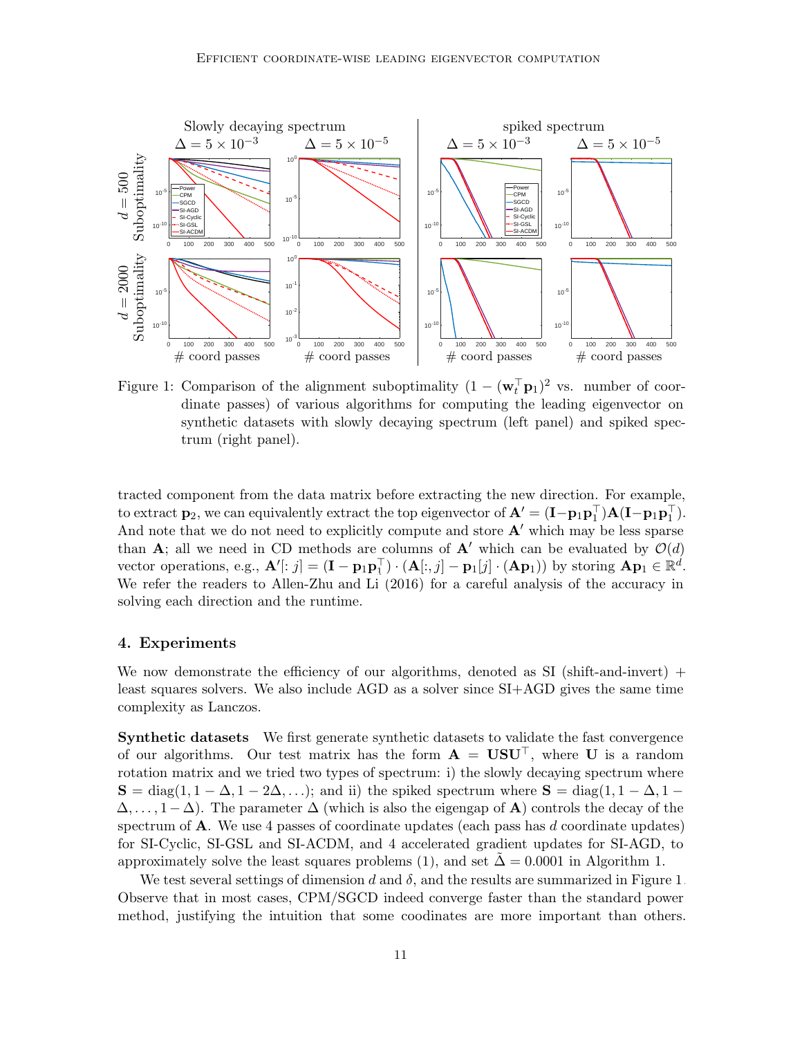Figure 1: Comparison of the alignment suboptimality $(1 - (\mathbf{w}_t^\top \mathbf{p}_1)^2$ vs. number of coordinate passes) of various algorithms for computing the leading eigenvector on synthetic datasets with slowly decaying spectrum (left panel) and spiked spectrum (right panel).

tracted component from the data matrix before extracting the new direction. For example, to extract $\mathbf{p}_2$, we can equivalently extract the top eigenvector of $\mathbf{A}' = (\mathbf{I} - \mathbf{p}_1 \mathbf{p}_1^\top)\mathbf{A}(\mathbf{I} - \mathbf{p}_1 \mathbf{p}_1^\top)$. And note that we do not need to explicitly compute and store $\mathbf{A}'$ which may be less sparse than $\mathbf{A}$; all we need in CD methods are columns of $\mathbf{A}'$ which can be evaluated by $\mathcal{O}(d)$ vector operations, e.g., $\mathbf{A}'[:j] = (\mathbf{I} - \mathbf{p}_1 \mathbf{p}_1^\top) \cdot (\mathbf{A}[:, j] - \mathbf{p}_1[j] \cdot (\mathbf{A}\mathbf{p}_1))$ by storing $\mathbf{A}\mathbf{p}_1 \in \mathbb{R}^d$. We refer the readers to Allen-Zhu and Li (2016) for a careful analysis of the accuracy in solving each direction and the runtime.

## 4. Experiments

We now demonstrate the efficiency of our algorithms, denoted as SI (shift-and-invert) + least squares solvers. We also include AGD as a solver since SI+AGD gives the same time complexity as Lanczos.

**Synthetic datasets** We first generate synthetic datasets to validate the fast convergence of our algorithms. Our test matrix has the form $\mathbf{A} = \mathbf{U}\mathbf{S}\mathbf{U}^\top$, where $\mathbf{U}$ is a random rotation matrix and we tried two types of spectrum: i) the slowly decaying spectrum where $\mathbf{S} = \text{diag}(1, 1 - \Delta, 1 - 2\Delta, \ldots)$; and ii) the spiked spectrum where $\mathbf{S} = \text{diag}(1, 1 - \Delta, 1 - \Delta, \ldots, 1 - \Delta)$. The parameter $\Delta$ (which is also the eigengap of $\mathbf{A}$) controls the decay of the spectrum of $\mathbf{A}$. We use 4 passes of coordinate updates (each pass has $d$ coordinate updates) for SI-Cyclic, SI-GSL and SI-ACDM, and 4 accelerated gradient updates for SI-AGD, to approximately solve the least squares problems (1), and set $\tilde{\Delta} = 0.0001$ in Algorithm 1.

We test several settings of dimension $d$ and $\delta$, and the results are summarized in Figure 1. Observe that in most cases, CPM/SGCD indeed converge faster than the standard power method, justifying the intuition that some coodinates are more important than others.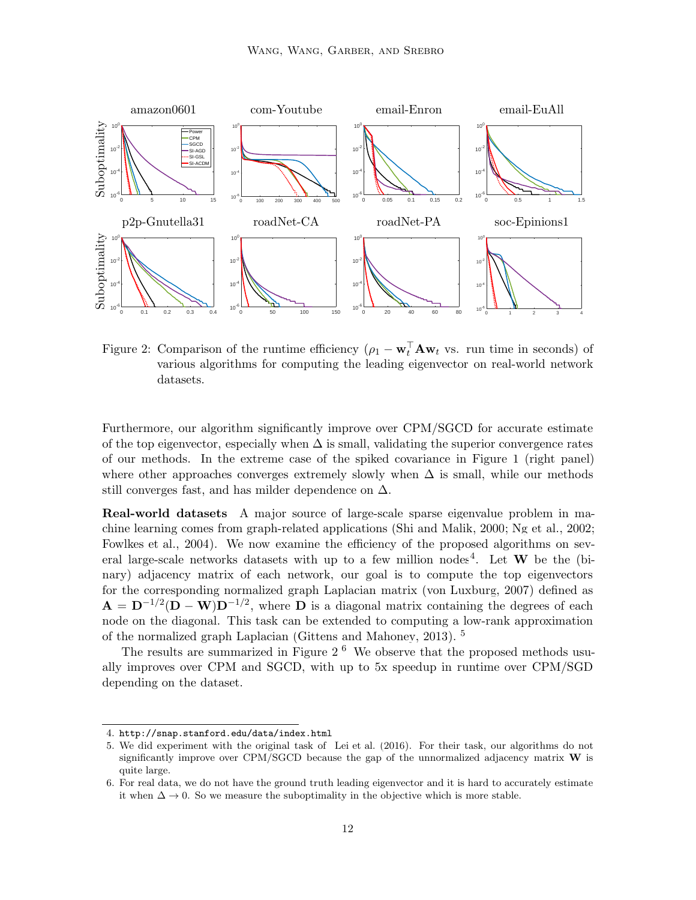Figure 2: Comparison of the runtime efficiency ($\rho_1 - \mathbf{w}_t^\top \mathbf{A} \mathbf{w}_t$ vs. run time in seconds) of various algorithms for computing the leading eigenvector on real-world network datasets.

Furthermore, our algorithm significantly improve over CPM/SGCD for accurate estimate of the top eigenvector, especially when $\Delta$ is small, validating the superior convergence rates of our methods. In the extreme case of the spiked covariance in Figure 1 (right panel) where other approaches converges extremely slowly when $\Delta$ is small, while our methods still converges fast, and has milder dependence on $\Delta$.

**Real-world datasets** A major source of large-scale sparse eigenvalue problem in machine learning comes from graph-related applications (Shi and Malik, 2000; Ng et al., 2002; Fowlkes et al., 2004). We now examine the efficiency of the proposed algorithms on several large-scale networks datasets with up to a few million nodes[4]. Let $\mathbf{W}$ be the (binary) adjacency matrix of each network, our goal is to compute the top eigenvectors for the corresponding normalized graph Laplacian matrix (von Luxburg, 2007) defined as $\mathbf{A} = \mathbf{D}^{-1/2}(\mathbf{D} - \mathbf{W})\mathbf{D}^{-1/2}$, where $\mathbf{D}$ is a diagonal matrix containing the degrees of each node on the diagonal. This task can be extended to computing a low-rank approximation of the normalized graph Laplacian (Gittens and Mahoney, 2013). [5]

The results are summarized in Figure 2 [6] We observe that the proposed methods usually improves over CPM and SGCD, with up to 5x speedup in runtime over CPM/SGD depending on the dataset.

---

4. http://snap.stanford.edu/data/index.html
5. We did experiment with the original task of Lei et al. (2016). For their task, our algorithms do not significantly improve over CPM/SGCD because the gap of the unnormalized adjacency matrix $\mathbf{W}$ is quite large.
6. For real data, we do not have the ground truth leading eigenvector and it is hard to accurately estimate it when $\Delta \to 0$. So we measure the suboptimality in the objective which is more stable.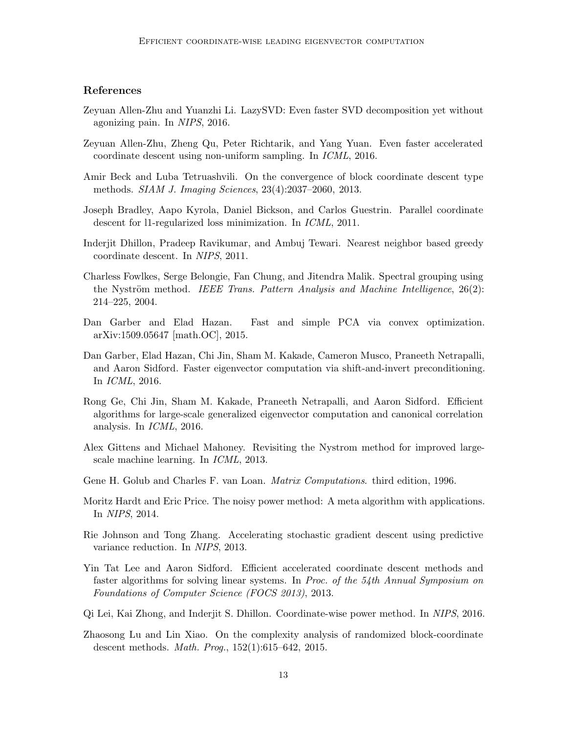## References

Zeyuan Allen-Zhu and Yuanzhi Li. LazySVD: Even faster SVD decomposition yet without agonizing pain. In *NIPS*, 2016.

Zeyuan Allen-Zhu, Zheng Qu, Peter Richtarik, and Yang Yuan. Even faster accelerated coordinate descent using non-uniform sampling. In *ICML*, 2016.

Amir Beck and Luba Tetruashvili. On the convergence of block coordinate descent type methods. *SIAM J. Imaging Sciences*, 23(4):2037–2060, 2013.

Joseph Bradley, Aapo Kyrola, Daniel Bickson, and Carlos Guestrin. Parallel coordinate descent for l1-regularized loss minimization. In *ICML*, 2011.

Inderjit Dhillon, Pradeep Ravikumar, and Ambuj Tewari. Nearest neighbor based greedy coordinate descent. In *NIPS*, 2011.

Charless Fowlkes, Serge Belongie, Fan Chung, and Jitendra Malik. Spectral grouping using the Nyström method. *IEEE Trans. Pattern Analysis and Machine Intelligence*, 26(2): 214–225, 2004.

Dan Garber and Elad Hazan. Fast and simple PCA via convex optimization. arXiv:1509.05647 [math.OC], 2015.

Dan Garber, Elad Hazan, Chi Jin, Sham M. Kakade, Cameron Musco, Praneeth Netrapalli, and Aaron Sidford. Faster eigenvector computation via shift-and-invert preconditioning. In *ICML*, 2016.

Rong Ge, Chi Jin, Sham M. Kakade, Praneeth Netrapalli, and Aaron Sidford. Efficient algorithms for large-scale generalized eigenvector computation and canonical correlation analysis. In *ICML*, 2016.

Alex Gittens and Michael Mahoney. Revisiting the Nystrom method for improved large-scale machine learning. In *ICML*, 2013.

Gene H. Golub and Charles F. van Loan. *Matrix Computations*. third edition, 1996.

Moritz Hardt and Eric Price. The noisy power method: A meta algorithm with applications. In *NIPS*, 2014.

Rie Johnson and Tong Zhang. Accelerating stochastic gradient descent using predictive variance reduction. In *NIPS*, 2013.

Yin Tat Lee and Aaron Sidford. Efficient accelerated coordinate descent methods and faster algorithms for solving linear systems. In *Proc. of the 54th Annual Symposium on Foundations of Computer Science (FOCS 2013)*, 2013.

Qi Lei, Kai Zhong, and Inderjit S. Dhillon. Coordinate-wise power method. In *NIPS*, 2016.

Zhaosong Lu and Lin Xiao. On the complexity analysis of randomized block-coordinate descent methods. *Math. Prog.*, 152(1):615–642, 2015.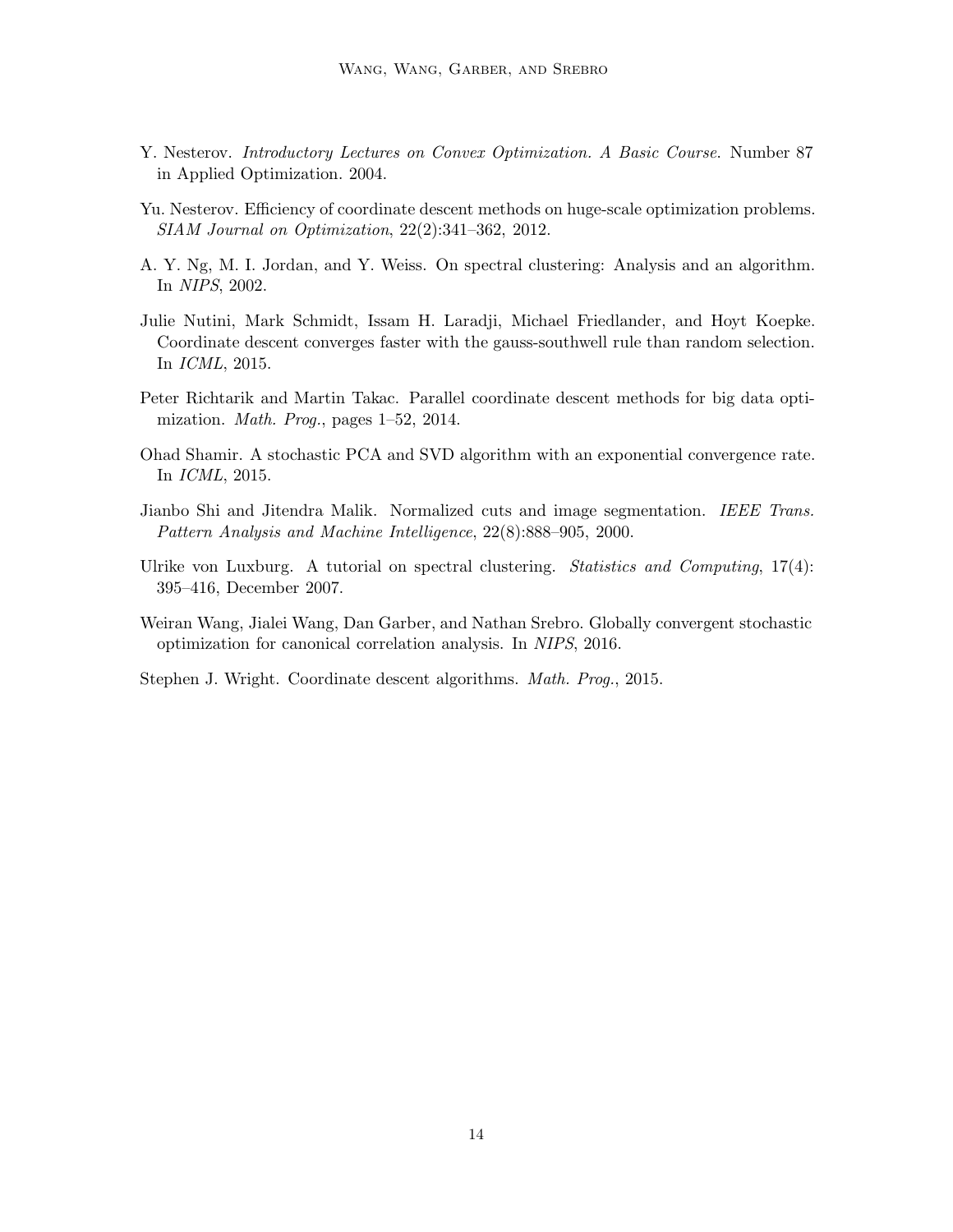Y. Nesterov. *Introductory Lectures on Convex Optimization. A Basic Course*. Number 87 in Applied Optimization. 2004.

Yu. Nesterov. Efficiency of coordinate descent methods on huge-scale optimization problems. *SIAM Journal on Optimization*, 22(2):341–362, 2012.

A. Y. Ng, M. I. Jordan, and Y. Weiss. On spectral clustering: Analysis and an algorithm. In *NIPS*, 2002.

Julie Nutini, Mark Schmidt, Issam H. Laradji, Michael Friedlander, and Hoyt Koepke. Coordinate descent converges faster with the gauss-southwell rule than random selection. In *ICML*, 2015.

Peter Richtarik and Martin Takac. Parallel coordinate descent methods for big data optimization. *Math. Prog.*, pages 1–52, 2014.

Ohad Shamir. A stochastic PCA and SVD algorithm with an exponential convergence rate. In *ICML*, 2015.

Jianbo Shi and Jitendra Malik. Normalized cuts and image segmentation. *IEEE Trans. Pattern Analysis and Machine Intelligence*, 22(8):888–905, 2000.

Ulrike von Luxburg. A tutorial on spectral clustering. *Statistics and Computing*, 17(4): 395–416, December 2007.

Weiran Wang, Jialei Wang, Dan Garber, and Nathan Srebro. Globally convergent stochastic optimization for canonical correlation analysis. In *NIPS*, 2016.

Stephen J. Wright. Coordinate descent algorithms. *Math. Prog.*, 2015.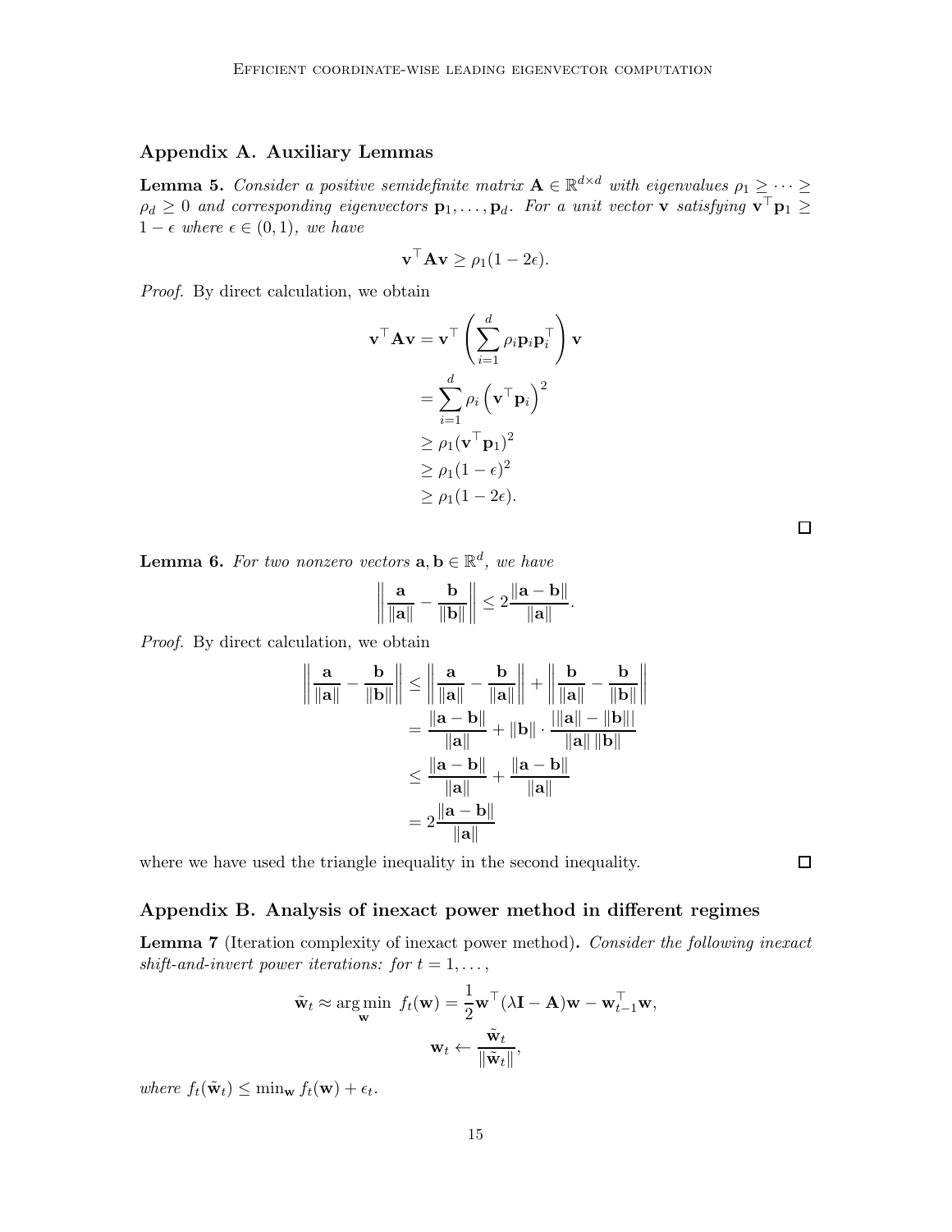## Appendix A. Auxiliary Lemmas

**Lemma 5.** *Consider a positive semidefinite matrix $\mathbf{A} \in \mathbb{R}^{d\times d}$ with eigenvalues $\rho_1 \geq \cdots \geq \rho_d \geq 0$ and corresponding eigenvectors $\mathbf{p}_1, \dots, \mathbf{p}_d$. For a unit vector $\mathbf{v}$ satisfying $\mathbf{v}^\top \mathbf{p}_1 \geq 1-\epsilon$ where $\epsilon \in (0,1)$, we have*

$$\mathbf{v}^\top \mathbf{A} \mathbf{v} \geq \rho_1 (1-2\epsilon).$$

*Proof.* By direct calculation, we obtain

$$\begin{aligned}
\mathbf{v}^\top \mathbf{A} \mathbf{v} &= \mathbf{v}^\top \left( \sum_{i=1}^d \rho_i \mathbf{p}_i \mathbf{p}_i^\top \right) \mathbf{v} \\
&= \sum_{i=1}^d \rho_i \left( \mathbf{v}^\top \mathbf{p}_i \right)^2 \\
&\geq \rho_1 (\mathbf{v}^\top \mathbf{p}_1)^2 \\
&\geq \rho_1 (1-\epsilon)^2 \\
&\geq \rho_1 (1-2\epsilon).
\end{aligned}$$

□

**Lemma 6.** *For two nonzero vectors $\mathbf{a}, \mathbf{b} \in \mathbb{R}^d$, we have*

$$\left\| \frac{\mathbf{a}}{\|\mathbf{a}\|} - \frac{\mathbf{b}}{\|\mathbf{b}\|} \right\| \leq 2 \frac{\|\mathbf{a} - \mathbf{b}\|}{\|\mathbf{a}\|}.$$

*Proof.* By direct calculation, we obtain

$$\begin{aligned}
\left\| \frac{\mathbf{a}}{\|\mathbf{a}\|} - \frac{\mathbf{b}}{\|\mathbf{b}\|} \right\| &\leq \left\| \frac{\mathbf{a}}{\|\mathbf{a}\|} - \frac{\mathbf{b}}{\|\mathbf{a}\|} \right\| + \left\| \frac{\mathbf{b}}{\|\mathbf{a}\|} - \frac{\mathbf{b}}{\|\mathbf{b}\|} \right\| \\
&= \frac{\|\mathbf{a} - \mathbf{b}\|}{\|\mathbf{a}\|} + \|\mathbf{b}\| \cdot \frac{|\|\mathbf{a}\| - \|\mathbf{b}\||}{\|\mathbf{a}\| \, \|\mathbf{b}\|} \\
&\leq \frac{\|\mathbf{a} - \mathbf{b}\|}{\|\mathbf{a}\|} + \frac{\|\mathbf{a} - \mathbf{b}\|}{\|\mathbf{a}\|} \\
&= 2 \frac{\|\mathbf{a} - \mathbf{b}\|}{\|\mathbf{a}\|}
\end{aligned}$$

where we have used the triangle inequality in the second inequality. □

## Appendix B. Analysis of inexact power method in different regimes

**Lemma 7** (Iteration complexity of inexact power method)**.** *Consider the following inexact shift-and-invert power iterations: for $t = 1, \dots,$*

$$\tilde{\mathbf{w}}_t \approx \operatorname*{arg\,min}_{\mathbf{w}} \; f_t(\mathbf{w}) = \frac{1}{2} \mathbf{w}^\top (\lambda \mathbf{I} - \mathbf{A}) \mathbf{w} - \mathbf{w}_{t-1}^\top \mathbf{w},$$

$$\mathbf{w}_t \leftarrow \frac{\tilde{\mathbf{w}}_t}{\|\tilde{\mathbf{w}}_t\|},$$

*where $f_t(\tilde{\mathbf{w}}_t) \leq \min_{\mathbf{w}} f_t(\mathbf{w}) + \epsilon_t$.*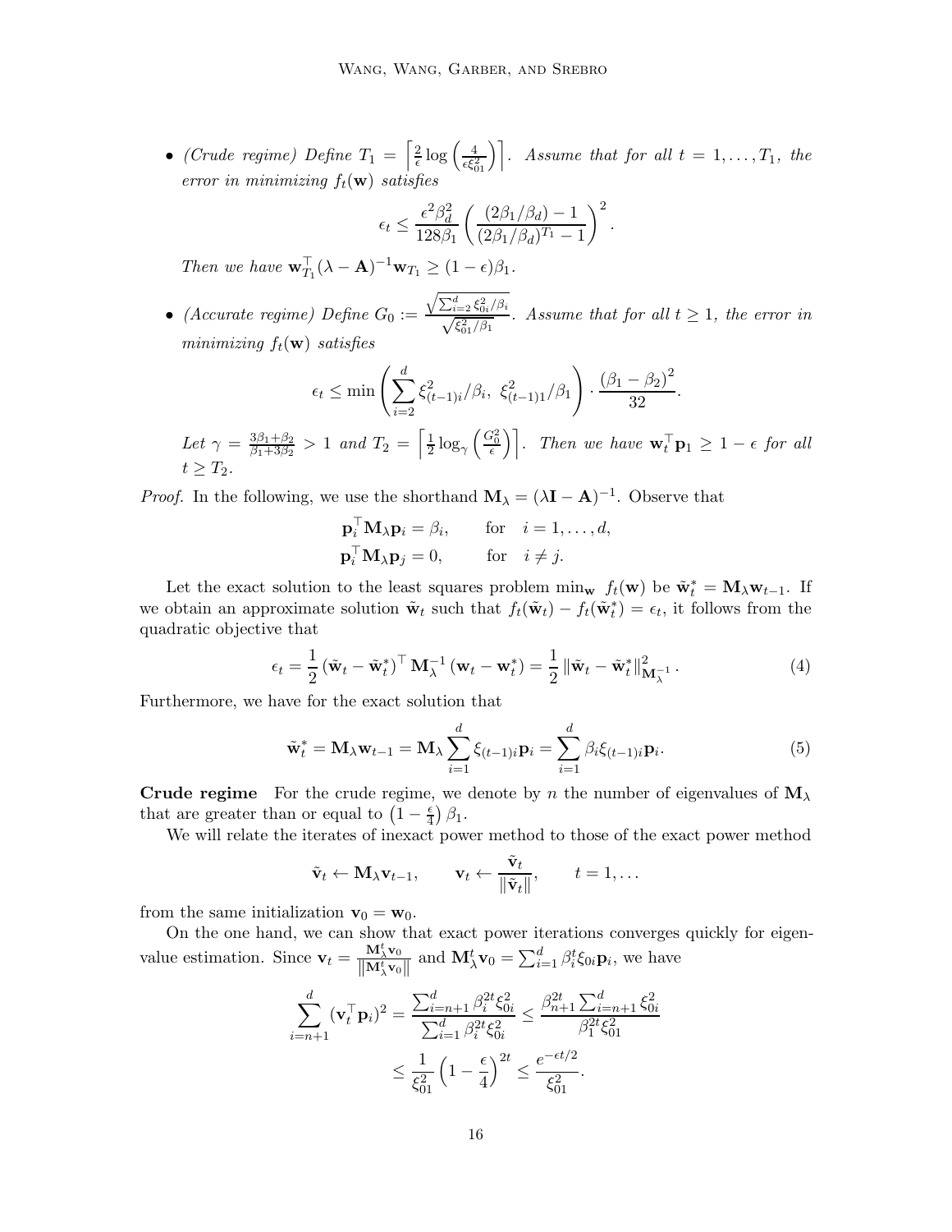- *(Crude regime)* Define $T_1 = \left\lceil \frac{2}{\epsilon} \log\left(\frac{4}{\epsilon \xi_{01}^2}\right) \right\rceil$. Assume that for all $t = 1, \dots, T_1$, the error in minimizing $f_t(\mathbf{w})$ satisfies

$$\epsilon_t \le \frac{\epsilon^2 \beta_d^2}{128 \beta_1} \left( \frac{(2\beta_1/\beta_d) - 1}{(2\beta_1/\beta_d)^{T_1} - 1} \right)^2 .$$

  Then we have $\mathbf{w}_{T_1}^\top (\lambda - \mathbf{A})^{-1} \mathbf{w}_{T_1} \ge (1-\epsilon)\beta_1$.

- *(Accurate regime)* Define $G_0 := \frac{\sqrt{\sum_{i=2}^d \xi_{0i}^2/\beta_i}}{\sqrt{\xi_{01}^2/\beta_1}}$. Assume that for all $t \ge 1$, the error in minimizing $f_t(\mathbf{w})$ satisfies

$$\epsilon_t \le \min\left( \sum_{i=2}^d \xi_{(t-1)i}^2/\beta_i,\ \xi_{(t-1)1}^2/\beta_1 \right) \cdot \frac{(\beta_1 - \beta_2)^2}{32}.$$

  Let $\gamma = \frac{3\beta_1 + \beta_2}{\beta_1 + 3\beta_2} > 1$ and $T_2 = \left\lceil \frac{1}{2} \log_\gamma \left(\frac{G_0^2}{\epsilon}\right) \right\rceil$. Then we have $\mathbf{w}_t^\top \mathbf{p}_1 \ge 1 - \epsilon$ for all $t \ge T_2$.

*Proof.* In the following, we use the shorthand $\mathbf{M}_\lambda = (\lambda \mathbf{I} - \mathbf{A})^{-1}$. Observe that

$$\mathbf{p}_i^\top \mathbf{M}_\lambda \mathbf{p}_i = \beta_i, \qquad \text{for} \quad i = 1, \dots, d,$$
$$\mathbf{p}_i^\top \mathbf{M}_\lambda \mathbf{p}_j = 0, \qquad \text{for} \quad i \ne j.$$

Let the exact solution to the least squares problem $\min_{\mathbf{w}} \ f_t(\mathbf{w})$ be $\tilde{\mathbf{w}}_t^* = \mathbf{M}_\lambda \mathbf{w}_{t-1}$. If we obtain an approximate solution $\tilde{\mathbf{w}}_t$ such that $f_t(\tilde{\mathbf{w}}_t) - f_t(\tilde{\mathbf{w}}_t^*) = \epsilon_t$, it follows from the quadratic objective that

$$\epsilon_t = \frac{1}{2} \left(\tilde{\mathbf{w}}_t - \tilde{\mathbf{w}}_t^*\right)^\top \mathbf{M}_\lambda^{-1} \left(\mathbf{w}_t - \mathbf{w}_t^*\right) = \frac{1}{2} \left\| \tilde{\mathbf{w}}_t - \tilde{\mathbf{w}}_t^* \right\|_{\mathbf{M}_\lambda^{-1}}^2 . \tag{4}$$

Furthermore, we have for the exact solution that

$$\tilde{\mathbf{w}}_t^* = \mathbf{M}_\lambda \mathbf{w}_{t-1} = \mathbf{M}_\lambda \sum_{i=1}^d \xi_{(t-1)i} \mathbf{p}_i = \sum_{i=1}^d \beta_i \xi_{(t-1)i} \mathbf{p}_i. \tag{5}$$

**Crude regime** For the crude regime, we denote by $n$ the number of eigenvalues of $\mathbf{M}_\lambda$ that are greater than or equal to $\left(1 - \frac{\epsilon}{4}\right)\beta_1$.

We will relate the iterates of inexact power method to those of the exact power method

$$\tilde{\mathbf{v}}_t \leftarrow \mathbf{M}_\lambda \mathbf{v}_{t-1}, \qquad \mathbf{v}_t \leftarrow \frac{\tilde{\mathbf{v}}_t}{\|\tilde{\mathbf{v}}_t\|}, \qquad t = 1, \dots$$

from the same initialization $\mathbf{v}_0 = \mathbf{w}_0$.

On the one hand, we can show that exact power iterations converges quickly for eigenvalue estimation. Since $\mathbf{v}_t = \frac{\mathbf{M}_\lambda^t \mathbf{v}_0}{\|\mathbf{M}_\lambda^t \mathbf{v}_0\|}$ and $\mathbf{M}_\lambda^t \mathbf{v}_0 = \sum_{i=1}^d \beta_i^t \xi_{0i} \mathbf{p}_i$, we have

$$\begin{aligned}
\sum_{i=n+1}^d (\mathbf{v}_t^\top \mathbf{p}_i)^2 = \frac{\sum_{i=n+1}^d \beta_i^{2t} \xi_{0i}^2}{\sum_{i=1}^d \beta_i^{2t} \xi_{0i}^2} &\le \frac{\beta_{n+1}^{2t} \sum_{i=n+1}^d \xi_{0i}^2}{\beta_1^{2t} \xi_{01}^2} \\
&\le \frac{1}{\xi_{01}^2} \left(1 - \frac{\epsilon}{4}\right)^{2t} \le \frac{e^{-\epsilon t/2}}{\xi_{01}^2}.
\end{aligned}$$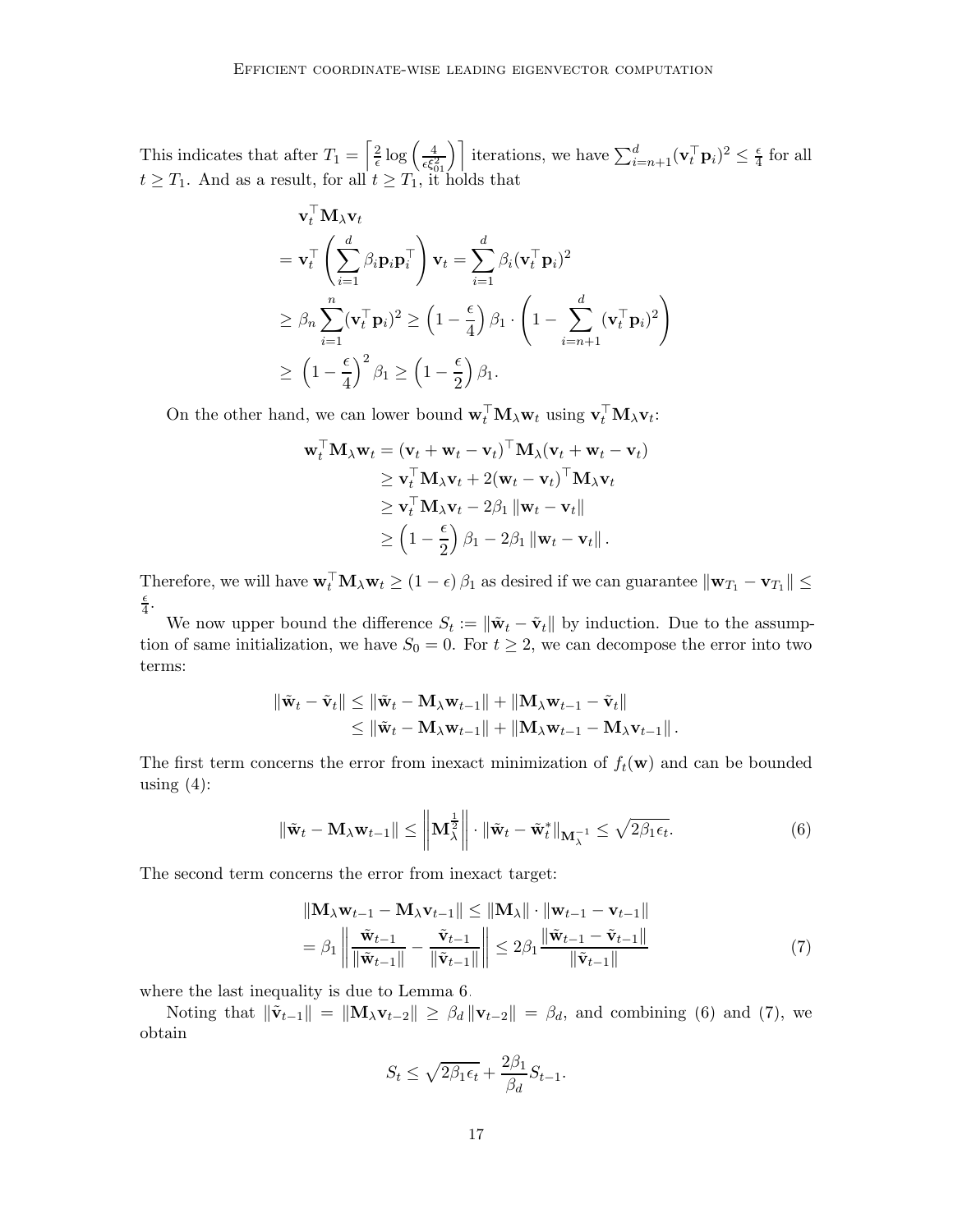This indicates that after $T_1 = \left\lceil \frac{2}{\epsilon} \log\left(\frac{4}{\epsilon \xi_{01}^2}\right) \right\rceil$ iterations, we have $\sum_{i=n+1}^{d} (\mathbf{v}_t^\top \mathbf{p}_i)^2 \le \frac{\epsilon}{4}$ for all $t \ge T_1$. And as a result, for all $t \ge T_1$, it holds that

$$
\begin{aligned}
&\mathbf{v}_t^\top \mathbf{M}_\lambda \mathbf{v}_t \\
&= \mathbf{v}_t^\top \left( \sum_{i=1}^{d} \beta_i \mathbf{p}_i \mathbf{p}_i^\top \right) \mathbf{v}_t = \sum_{i=1}^{d} \beta_i (\mathbf{v}_t^\top \mathbf{p}_i)^2 \\
&\ge \beta_n \sum_{i=1}^{n} (\mathbf{v}_t^\top \mathbf{p}_i)^2 \ge \left(1 - \frac{\epsilon}{4}\right) \beta_1 \cdot \left(1 - \sum_{i=n+1}^{d} (\mathbf{v}_t^\top \mathbf{p}_i)^2\right) \\
&\ge \left(1 - \frac{\epsilon}{4}\right)^2 \beta_1 \ge \left(1 - \frac{\epsilon}{2}\right) \beta_1.
\end{aligned}
$$

On the other hand, we can lower bound $\mathbf{w}_t^\top \mathbf{M}_\lambda \mathbf{w}_t$ using $\mathbf{v}_t^\top \mathbf{M}_\lambda \mathbf{v}_t$:

$$
\begin{aligned}
\mathbf{w}_t^\top \mathbf{M}_\lambda \mathbf{w}_t &= (\mathbf{v}_t + \mathbf{w}_t - \mathbf{v}_t)^\top \mathbf{M}_\lambda (\mathbf{v}_t + \mathbf{w}_t - \mathbf{v}_t) \\
&\ge \mathbf{v}_t^\top \mathbf{M}_\lambda \mathbf{v}_t + 2(\mathbf{w}_t - \mathbf{v}_t)^\top \mathbf{M}_\lambda \mathbf{v}_t \\
&\ge \mathbf{v}_t^\top \mathbf{M}_\lambda \mathbf{v}_t - 2\beta_1 \|\mathbf{w}_t - \mathbf{v}_t\| \\
&\ge \left(1 - \frac{\epsilon}{2}\right) \beta_1 - 2\beta_1 \|\mathbf{w}_t - \mathbf{v}_t\|.
\end{aligned}
$$

Therefore, we will have $\mathbf{w}_t^\top \mathbf{M}_\lambda \mathbf{w}_t \ge (1 - \epsilon) \beta_1$ as desired if we can guarantee $\|\mathbf{w}_{T_1} - \mathbf{v}_{T_1}\| \le \frac{\epsilon}{4}$.

We now upper bound the difference $S_t := \|\tilde{\mathbf{w}}_t - \tilde{\mathbf{v}}_t\|$ by induction. Due to the assumption of same initialization, we have $S_0 = 0$. For $t \ge 2$, we can decompose the error into two terms:

$$
\begin{aligned}
\|\tilde{\mathbf{w}}_t - \tilde{\mathbf{v}}_t\| &\le \|\tilde{\mathbf{w}}_t - \mathbf{M}_\lambda \mathbf{w}_{t-1}\| + \|\mathbf{M}_\lambda \mathbf{w}_{t-1} - \tilde{\mathbf{v}}_t\| \\
&\le \|\tilde{\mathbf{w}}_t - \mathbf{M}_\lambda \mathbf{w}_{t-1}\| + \|\mathbf{M}_\lambda \mathbf{w}_{t-1} - \mathbf{M}_\lambda \mathbf{v}_{t-1}\|.
\end{aligned}
$$

The first term concerns the error from inexact minimization of $f_t(\mathbf{w})$ and can be bounded using (4):

$$
\|\tilde{\mathbf{w}}_t - \mathbf{M}_\lambda \mathbf{w}_{t-1}\| \le \left\|\mathbf{M}_\lambda^{\frac{1}{2}}\right\| \cdot \|\tilde{\mathbf{w}}_t - \tilde{\mathbf{w}}_t^*\|_{\mathbf{M}_\lambda^{-1}} \le \sqrt{2\beta_1 \epsilon_t}. \tag{6}
$$

The second term concerns the error from inexact target:

$$
\begin{aligned}
&\|\mathbf{M}_\lambda \mathbf{w}_{t-1} - \mathbf{M}_\lambda \mathbf{v}_{t-1}\| \le \|\mathbf{M}_\lambda\| \cdot \|\mathbf{w}_{t-1} - \mathbf{v}_{t-1}\| \\
&= \beta_1 \left\| \frac{\tilde{\mathbf{w}}_{t-1}}{\|\tilde{\mathbf{w}}_{t-1}\|} - \frac{\tilde{\mathbf{v}}_{t-1}}{\|\tilde{\mathbf{v}}_{t-1}\|} \right\| \le 2\beta_1 \frac{\|\tilde{\mathbf{w}}_{t-1} - \tilde{\mathbf{v}}_{t-1}\|}{\|\tilde{\mathbf{v}}_{t-1}\|}
\end{aligned} \tag{7}
$$

where the last inequality is due to Lemma 6.

Noting that $\|\tilde{\mathbf{v}}_{t-1}\| = \|\mathbf{M}_\lambda \mathbf{v}_{t-2}\| \ge \beta_d \|\mathbf{v}_{t-2}\| = \beta_d$, and combining (6) and (7), we obtain

$$
S_t \le \sqrt{2\beta_1 \epsilon_t} + \frac{2\beta_1}{\beta_d} S_{t-1}.
$$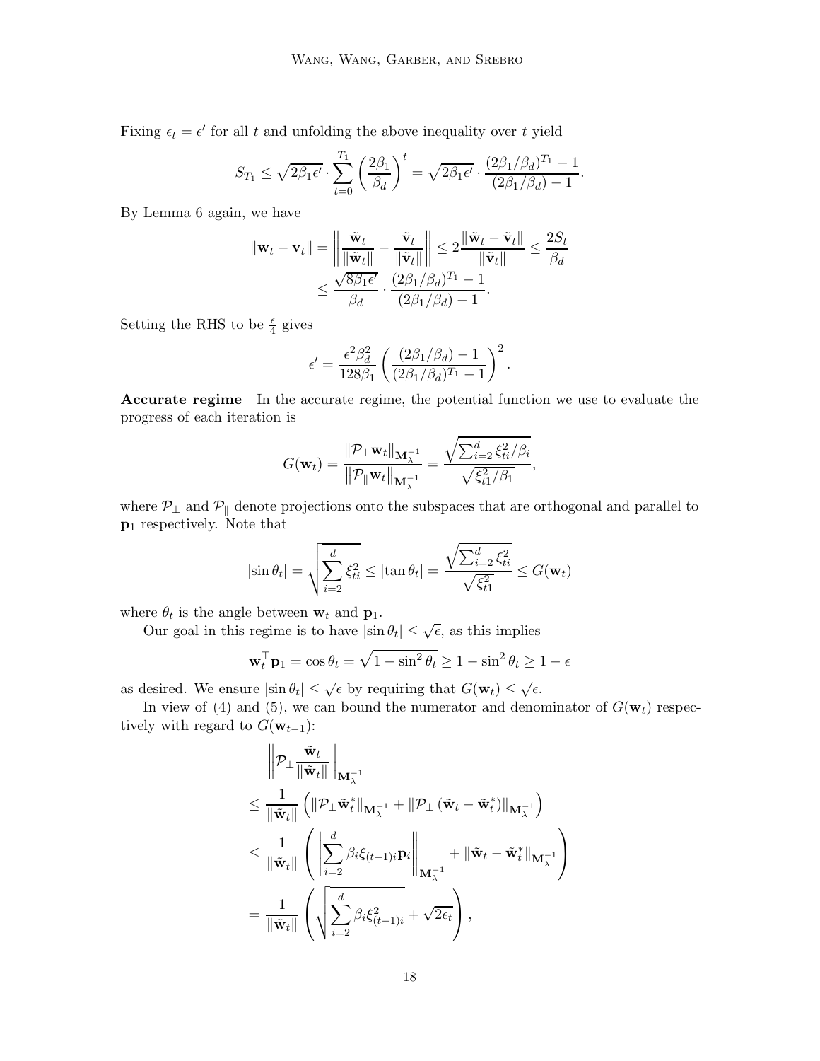Fixing $\epsilon_t = \epsilon'$ for all $t$ and unfolding the above inequality over $t$ yield

$$S_{T_1} \le \sqrt{2\beta_1 \epsilon'} \cdot \sum_{t=0}^{T_1} \left(\frac{2\beta_1}{\beta_d}\right)^t = \sqrt{2\beta_1 \epsilon'} \cdot \frac{(2\beta_1/\beta_d)^{T_1} - 1}{(2\beta_1/\beta_d) - 1}.$$

By Lemma 6 again, we have

$$\begin{aligned}
\|\mathbf{w}_t - \mathbf{v}_t\| &= \left\| \frac{\tilde{\mathbf{w}}_t}{\|\tilde{\mathbf{w}}_t\|} - \frac{\tilde{\mathbf{v}}_t}{\|\tilde{\mathbf{v}}_t\|} \right\| \le 2\frac{\|\tilde{\mathbf{w}}_t - \tilde{\mathbf{v}}_t\|}{\|\tilde{\mathbf{v}}_t\|} \le \frac{2S_t}{\beta_d} \\
&\le \frac{\sqrt{8\beta_1 \epsilon'}}{\beta_d} \cdot \frac{(2\beta_1/\beta_d)^{T_1} - 1}{(2\beta_1/\beta_d) - 1}.
\end{aligned}$$

Setting the RHS to be $\frac{\epsilon}{4}$ gives

$$\epsilon' = \frac{\epsilon^2 \beta_d^2}{128\beta_1} \left( \frac{(2\beta_1/\beta_d) - 1}{(2\beta_1/\beta_d)^{T_1} - 1} \right)^2.$$

**Accurate regime** In the accurate regime, the potential function we use to evaluate the progress of each iteration is

$$G(\mathbf{w}_t) = \frac{\|\mathcal{P}_\perp \mathbf{w}_t\|_{\mathbf{M}_\lambda^{-1}}}{\left\|\mathcal{P}_\parallel \mathbf{w}_t\right\|_{\mathbf{M}_\lambda^{-1}}} = \frac{\sqrt{\sum_{i=2}^d \xi_{ti}^2/\beta_i}}{\sqrt{\xi_{t1}^2/\beta_1}},$$

where $\mathcal{P}_\perp$ and $\mathcal{P}_\parallel$ denote projections onto the subspaces that are orthogonal and parallel to $\mathbf{p}_1$ respectively. Note that

$$|\sin\theta_t| = \sqrt{\sum_{i=2}^d \xi_{ti}^2} \le |\tan\theta_t| = \frac{\sqrt{\sum_{i=2}^d \xi_{ti}^2}}{\sqrt{\xi_{t1}^2}} \le G(\mathbf{w}_t)$$

where $\theta_t$ is the angle between $\mathbf{w}_t$ and $\mathbf{p}_1$.

Our goal in this regime is to have $|\sin\theta_t| \le \sqrt{\epsilon}$, as this implies

$$\mathbf{w}_t^\top \mathbf{p}_1 = \cos\theta_t = \sqrt{1 - \sin^2\theta_t} \ge 1 - \sin^2\theta_t \ge 1 - \epsilon$$

as desired. We ensure $|\sin\theta_t| \le \sqrt{\epsilon}$ by requiring that $G(\mathbf{w}_t) \le \sqrt{\epsilon}$.

In view of (4) and (5), we can bound the numerator and denominator of $G(\mathbf{w}_t)$ respectively with regard to $G(\mathbf{w}_{t-1})$:

$$\begin{aligned}
&\left\| \mathcal{P}_\perp \frac{\tilde{\mathbf{w}}_t}{\|\tilde{\mathbf{w}}_t\|} \right\|_{\mathbf{M}_\lambda^{-1}} \\
&\le \frac{1}{\|\tilde{\mathbf{w}}_t\|} \left( \|\mathcal{P}_\perp \tilde{\mathbf{w}}_t^*\|_{\mathbf{M}_\lambda^{-1}} + \|\mathcal{P}_\perp (\tilde{\mathbf{w}}_t - \tilde{\mathbf{w}}_t^*)\|_{\mathbf{M}_\lambda^{-1}} \right) \\
&\le \frac{1}{\|\tilde{\mathbf{w}}_t\|} \left( \left\| \sum_{i=2}^d \beta_i \xi_{(t-1)i} \mathbf{p}_i \right\|_{\mathbf{M}_\lambda^{-1}} + \|\tilde{\mathbf{w}}_t - \tilde{\mathbf{w}}_t^*\|_{\mathbf{M}_\lambda^{-1}} \right) \\
&= \frac{1}{\|\tilde{\mathbf{w}}_t\|} \left( \sqrt{\sum_{i=2}^d \beta_i \xi_{(t-1)i}^2} + \sqrt{2\epsilon_t} \right),
\end{aligned}$$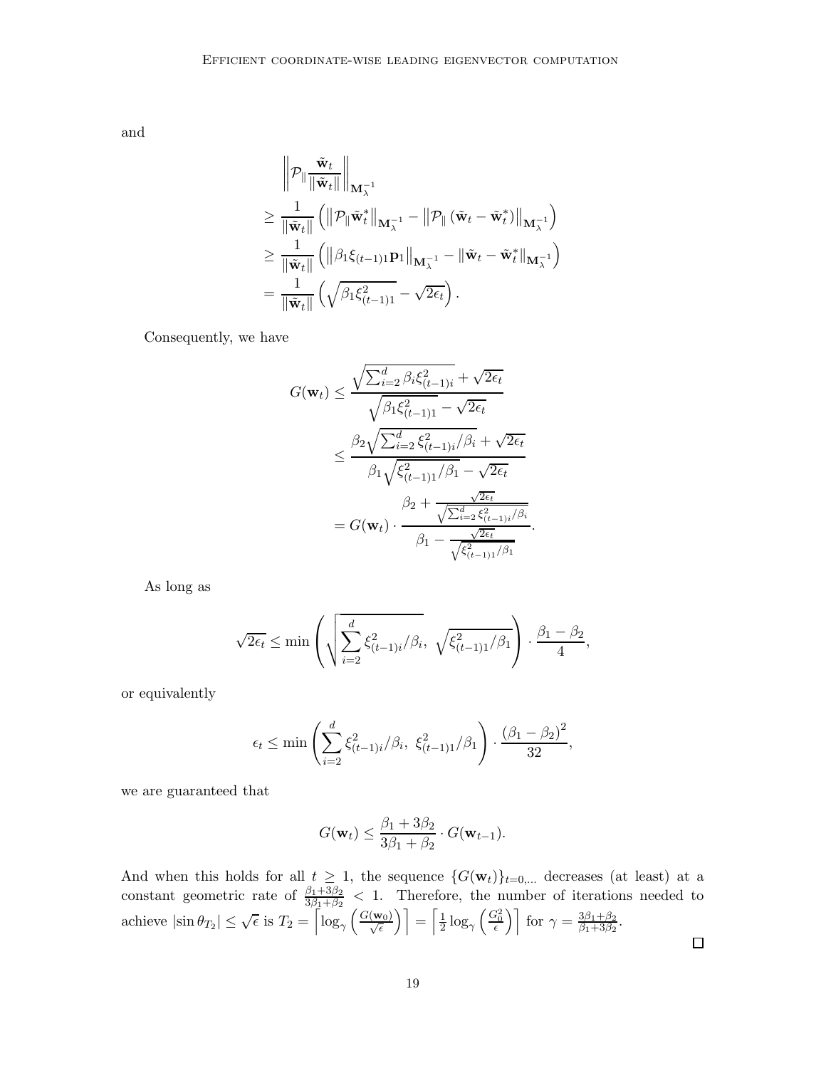and

$$
\begin{aligned}
& \left\| \mathcal{P}_{\|} \frac{\tilde{\mathbf{w}}_t}{\|\tilde{\mathbf{w}}_t\|} \right\|_{\mathbf{M}_\lambda^{-1}} \\
\geq\; & \frac{1}{\|\tilde{\mathbf{w}}_t\|} \left( \left\| \mathcal{P}_{\|} \tilde{\mathbf{w}}_t^* \right\|_{\mathbf{M}_\lambda^{-1}} - \left\| \mathcal{P}_{\|} \left( \tilde{\mathbf{w}}_t - \tilde{\mathbf{w}}_t^* \right) \right\|_{\mathbf{M}_\lambda^{-1}} \right) \\
\geq\; & \frac{1}{\|\tilde{\mathbf{w}}_t\|} \left( \left\| \beta_1 \xi_{(t-1)1} \mathbf{p}_1 \right\|_{\mathbf{M}_\lambda^{-1}} - \left\| \tilde{\mathbf{w}}_t - \tilde{\mathbf{w}}_t^* \right\|_{\mathbf{M}_\lambda^{-1}} \right) \\
=\; & \frac{1}{\|\tilde{\mathbf{w}}_t\|} \left( \sqrt{\beta_1 \xi_{(t-1)1}^2} - \sqrt{2\epsilon_t} \right).
\end{aligned}
$$

Consequently, we have

$$
\begin{aligned}
G(\mathbf{w}_t) &\leq \frac{\sqrt{\sum_{i=2}^d \beta_i \xi_{(t-1)i}^2} + \sqrt{2\epsilon_t}}{\sqrt{\beta_1 \xi_{(t-1)1}^2} - \sqrt{2\epsilon_t}} \\
&\leq \frac{\beta_2 \sqrt{\sum_{i=2}^d \xi_{(t-1)i}^2 / \beta_i} + \sqrt{2\epsilon_t}}{\beta_1 \sqrt{\xi_{(t-1)1}^2 / \beta_1} - \sqrt{2\epsilon_t}} \\
&= G(\mathbf{w}_t) \cdot \frac{\beta_2 + \frac{\sqrt{2\epsilon_t}}{\sqrt{\sum_{i=2}^d \xi_{(t-1)i}^2 / \beta_i}}}{\beta_1 - \frac{\sqrt{2\epsilon_t}}{\sqrt{\xi_{(t-1)1}^2 / \beta_1}}}.
\end{aligned}
$$

As long as

$$
\sqrt{2\epsilon_t} \leq \min \left( \sqrt{\sum_{i=2}^d \xi_{(t-1)i}^2 / \beta_i},\ \sqrt{\xi_{(t-1)1}^2 / \beta_1} \right) \cdot \frac{\beta_1 - \beta_2}{4},
$$

or equivalently

$$
\epsilon_t \leq \min \left( \sum_{i=2}^d \xi_{(t-1)i}^2 / \beta_i,\ \xi_{(t-1)1}^2 / \beta_1 \right) \cdot \frac{\left(\beta_1 - \beta_2\right)^2}{32},
$$

we are guaranteed that

$$
G(\mathbf{w}_t) \leq \frac{\beta_1 + 3\beta_2}{3\beta_1 + \beta_2} \cdot G(\mathbf{w}_{t-1}).
$$

And when this holds for all $t \geq 1$, the sequence $\{G(\mathbf{w}_t)\}_{t=0,\dots}$ decreases (at least) at a constant geometric rate of $\frac{\beta_1 + 3\beta_2}{3\beta_1 + \beta_2} < 1$. Therefore, the number of iterations needed to achieve $|\sin \theta_{T_2}| \leq \sqrt{\epsilon}$ is $T_2 = \left\lceil \log_\gamma \left( \frac{G(\mathbf{w}_0)}{\sqrt{\epsilon}} \right) \right\rceil = \left\lceil \frac{1}{2} \log_\gamma \left( \frac{G_0^2}{\epsilon} \right) \right\rceil$ for $\gamma = \frac{3\beta_1 + \beta_2}{\beta_1 + 3\beta_2}$.

□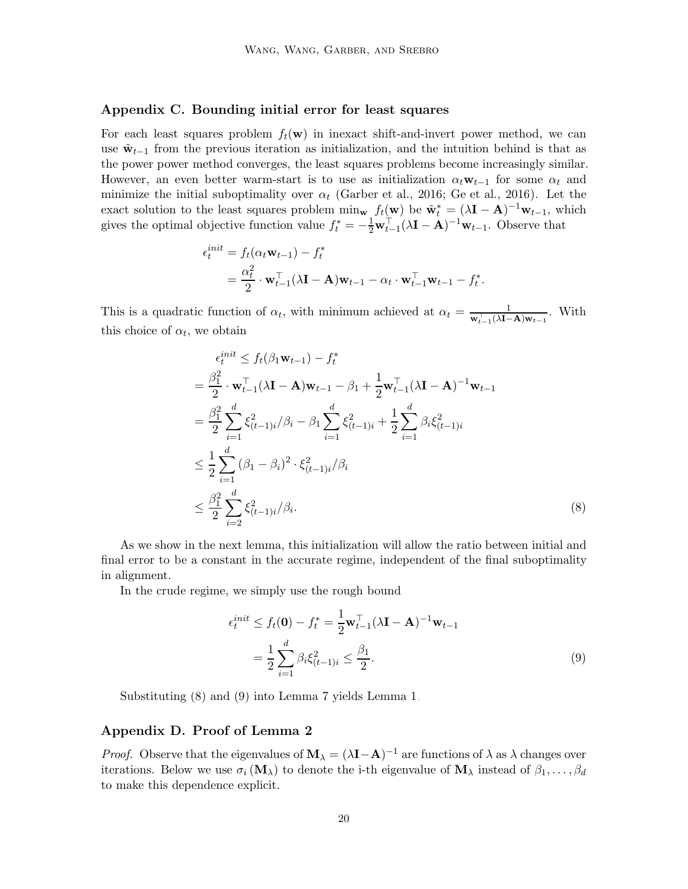## Appendix C. Bounding initial error for least squares

For each least squares problem $f_t(\mathbf{w})$ in inexact shift-and-invert power method, we can use $\tilde{\mathbf{w}}_{t-1}$ from the previous iteration as initialization, and the intuition behind is that as the power power method converges, the least squares problems become increasingly similar. However, an even better warm-start is to use as initialization $\alpha_t \mathbf{w}_{t-1}$ for some $\alpha_t$ and minimize the initial suboptimality over $\alpha_t$ (Garber et al., 2016; Ge et al., 2016). Let the exact solution to the least squares problem $\min_{\mathbf{w}} f_t(\mathbf{w})$ be $\tilde{\mathbf{w}}_t^* = (\lambda \mathbf{I} - \mathbf{A})^{-1} \mathbf{w}_{t-1}$, which gives the optimal objective function value $f_t^* = -\frac{1}{2} \mathbf{w}_{t-1}^\top (\lambda \mathbf{I} - \mathbf{A})^{-1} \mathbf{w}_{t-1}$. Observe that

$$
\begin{aligned}
\epsilon_t^{init} &= f_t(\alpha_t \mathbf{w}_{t-1}) - f_t^* \\
&= \frac{\alpha_t^2}{2} \cdot \mathbf{w}_{t-1}^\top (\lambda \mathbf{I} - \mathbf{A}) \mathbf{w}_{t-1} - \alpha_t \cdot \mathbf{w}_{t-1}^\top \mathbf{w}_{t-1} - f_t^*.
\end{aligned}
$$

This is a quadratic function of $\alpha_t$, with minimum achieved at $\alpha_t = \frac{1}{\mathbf{w}_{t-1}^\top (\lambda \mathbf{I} - \mathbf{A}) \mathbf{w}_{t-1}}$. With this choice of $\alpha_t$, we obtain

$$
\begin{aligned}
&\epsilon_t^{init} \le f_t(\beta_1 \mathbf{w}_{t-1}) - f_t^* \\
&= \frac{\beta_1^2}{2} \cdot \mathbf{w}_{t-1}^\top (\lambda \mathbf{I} - \mathbf{A}) \mathbf{w}_{t-1} - \beta_1 + \frac{1}{2} \mathbf{w}_{t-1}^\top (\lambda \mathbf{I} - \mathbf{A})^{-1} \mathbf{w}_{t-1} \\
&= \frac{\beta_1^2}{2} \sum_{i=1}^d \xi_{(t-1)i}^2 / \beta_i - \beta_1 \sum_{i=1}^d \xi_{(t-1)i}^2 + \frac{1}{2} \sum_{i=1}^d \beta_i \xi_{(t-1)i}^2 \\
&\le \frac{1}{2} \sum_{i=1}^d (\beta_1 - \beta_i)^2 \cdot \xi_{(t-1)i}^2 / \beta_i \\
&\le \frac{\beta_1^2}{2} \sum_{i=2}^d \xi_{(t-1)i}^2 / \beta_i. \qquad (8)
\end{aligned}
$$

As we show in the next lemma, this initialization will allow the ratio between initial and final error to be a constant in the accurate regime, independent of the final suboptimality in alignment.

In the crude regime, we simply use the rough bound

$$
\begin{aligned}
\epsilon_t^{init} &\le f_t(\mathbf{0}) - f_t^* = \frac{1}{2} \mathbf{w}_{t-1}^\top (\lambda \mathbf{I} - \mathbf{A})^{-1} \mathbf{w}_{t-1} \\
&= \frac{1}{2} \sum_{i=1}^d \beta_i \xi_{(t-1)i}^2 \le \frac{\beta_1}{2}. \qquad (9)
\end{aligned}
$$

Substituting (8) and (9) into Lemma 7 yields Lemma 1.

## Appendix D. Proof of Lemma 2

*Proof.* Observe that the eigenvalues of $\mathbf{M}_\lambda = (\lambda \mathbf{I} - \mathbf{A})^{-1}$ are functions of $\lambda$ as $\lambda$ changes over iterations. Below we use $\sigma_i(\mathbf{M}_\lambda)$ to denote the i-th eigenvalue of $\mathbf{M}_\lambda$ instead of $\beta_1, \dots, \beta_d$ to make this dependence explicit.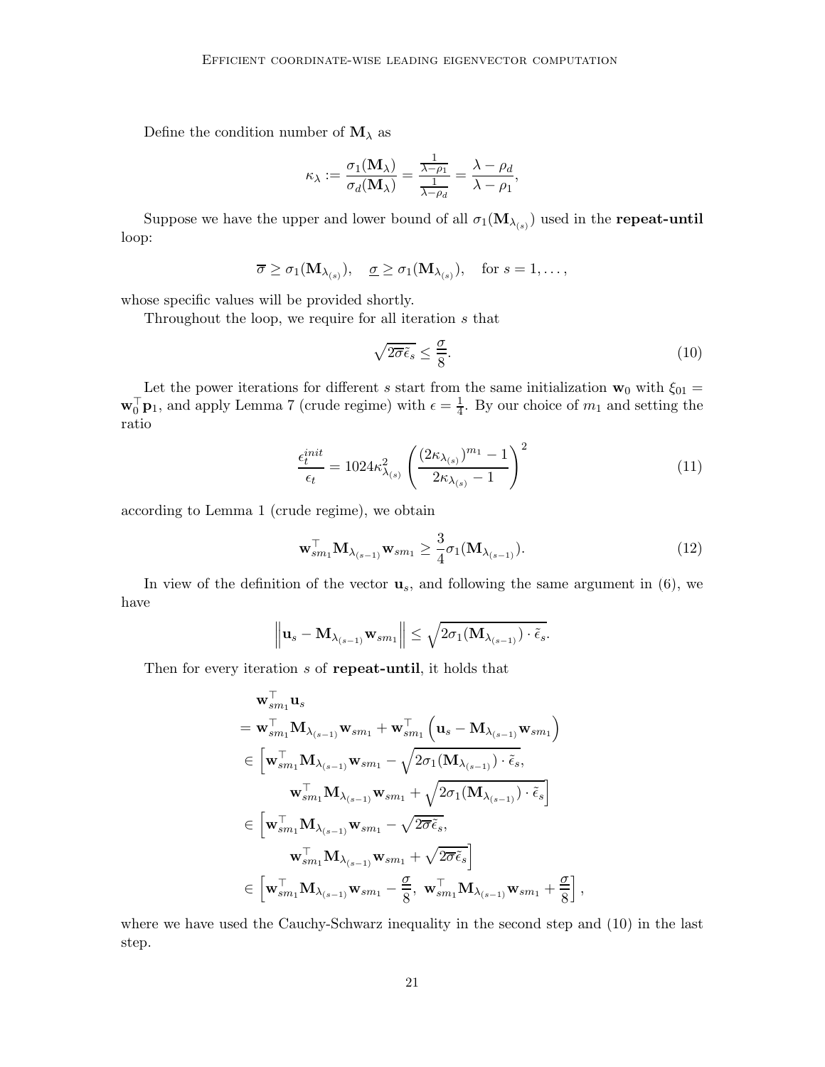Define the condition number of $\mathbf{M}_\lambda$ as

$$\kappa_\lambda := \frac{\sigma_1(\mathbf{M}_\lambda)}{\sigma_d(\mathbf{M}_\lambda)} = \frac{\frac{1}{\lambda - \rho_1}}{\frac{1}{\lambda - \rho_d}} = \frac{\lambda - \rho_d}{\lambda - \rho_1},$$

Suppose we have the upper and lower bound of all $\sigma_1(\mathbf{M}_{\lambda_{(s)}})$ used in the **repeat-until** loop:

$$\overline{\sigma} \geq \sigma_1(\mathbf{M}_{\lambda_{(s)}}), \quad \underline{\sigma} \geq \sigma_1(\mathbf{M}_{\lambda_{(s)}}), \quad \text{for } s = 1, \dots,$$

whose specific values will be provided shortly.

Throughout the loop, we require for all iteration $s$ that

$$\sqrt{2\overline{\sigma}\tilde{\epsilon}_s} \leq \frac{\underline{\sigma}}{8}. \tag{10}$$

Let the power iterations for different $s$ start from the same initialization $\mathbf{w}_0$ with $\xi_{01} = \mathbf{w}_0^\top \mathbf{p}_1$, and apply Lemma 7 (crude regime) with $\epsilon = \frac{1}{4}$. By our choice of $m_1$ and setting the ratio

$$\frac{\epsilon_t^{init}}{\epsilon_t} = 1024\kappa_{\lambda_{(s)}}^2 \left( \frac{(2\kappa_{\lambda_{(s)}})^{m_1} - 1}{2\kappa_{\lambda_{(s)}} - 1} \right)^2 \tag{11}$$

according to Lemma 1 (crude regime), we obtain

$$\mathbf{w}_{sm_1}^\top \mathbf{M}_{\lambda_{(s-1)}} \mathbf{w}_{sm_1} \geq \frac{3}{4}\sigma_1(\mathbf{M}_{\lambda_{(s-1)}}). \tag{12}$$

In view of the definition of the vector $\mathbf{u}_s$, and following the same argument in (6), we have

$$\left\| \mathbf{u}_s - \mathbf{M}_{\lambda_{(s-1)}} \mathbf{w}_{sm_1} \right\| \leq \sqrt{2\sigma_1(\mathbf{M}_{\lambda_{(s-1)}}) \cdot \tilde{\epsilon}_s}.$$

Then for every iteration $s$ of **repeat-until**, it holds that

$$\begin{aligned}
&\mathbf{w}_{sm_1}^\top \mathbf{u}_s \\
&= \mathbf{w}_{sm_1}^\top \mathbf{M}_{\lambda_{(s-1)}} \mathbf{w}_{sm_1} + \mathbf{w}_{sm_1}^\top \left( \mathbf{u}_s - \mathbf{M}_{\lambda_{(s-1)}} \mathbf{w}_{sm_1} \right) \\
&\in \Big[ \mathbf{w}_{sm_1}^\top \mathbf{M}_{\lambda_{(s-1)}} \mathbf{w}_{sm_1} - \sqrt{2\sigma_1(\mathbf{M}_{\lambda_{(s-1)}}) \cdot \tilde{\epsilon}_s}, \\
&\qquad \mathbf{w}_{sm_1}^\top \mathbf{M}_{\lambda_{(s-1)}} \mathbf{w}_{sm_1} + \sqrt{2\sigma_1(\mathbf{M}_{\lambda_{(s-1)}}) \cdot \tilde{\epsilon}_s} \Big] \\
&\in \Big[ \mathbf{w}_{sm_1}^\top \mathbf{M}_{\lambda_{(s-1)}} \mathbf{w}_{sm_1} - \sqrt{2\overline{\sigma}\tilde{\epsilon}_s}, \\
&\qquad \mathbf{w}_{sm_1}^\top \mathbf{M}_{\lambda_{(s-1)}} \mathbf{w}_{sm_1} + \sqrt{2\overline{\sigma}\tilde{\epsilon}_s} \Big] \\
&\in \left[ \mathbf{w}_{sm_1}^\top \mathbf{M}_{\lambda_{(s-1)}} \mathbf{w}_{sm_1} - \frac{\underline{\sigma}}{8}, \ \mathbf{w}_{sm_1}^\top \mathbf{M}_{\lambda_{(s-1)}} \mathbf{w}_{sm_1} + \frac{\underline{\sigma}}{8} \right],
\end{aligned}$$

where we have used the Cauchy-Schwarz inequality in the second step and (10) in the last step.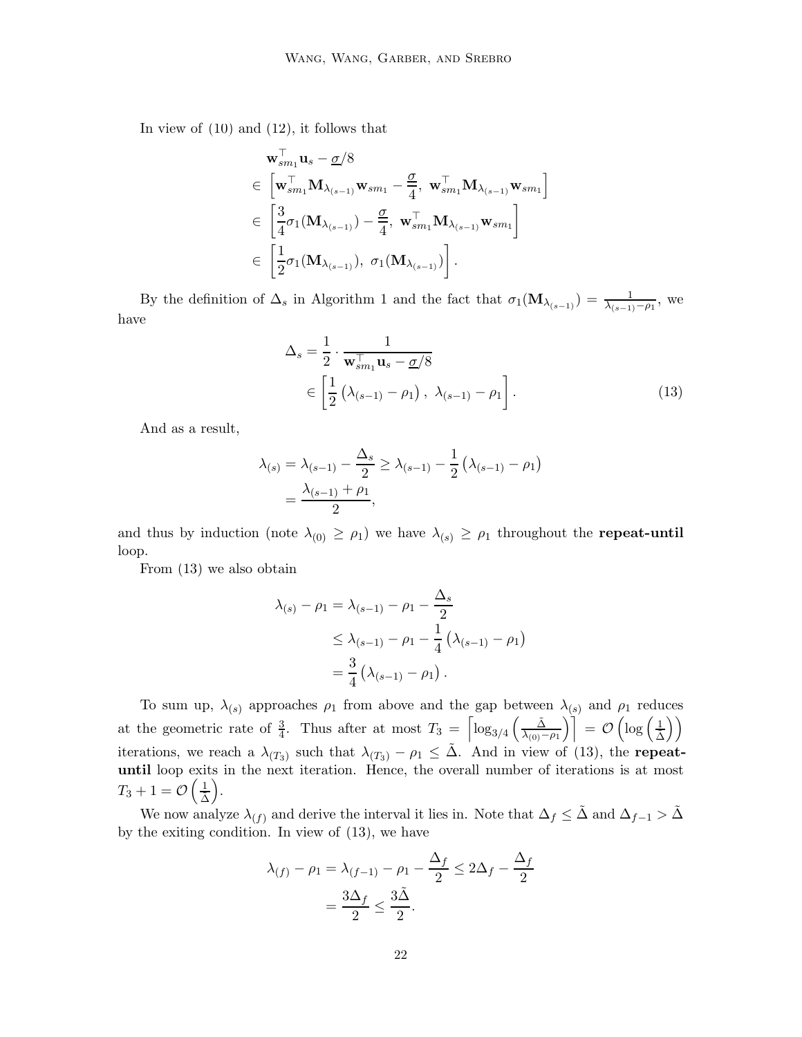In view of (10) and (12), it follows that

$$
\begin{aligned}
& \mathbf{w}_{sm_1}^\top \mathbf{u}_s - \underline{\sigma}/8 \\
& \in \left[ \mathbf{w}_{sm_1}^\top \mathbf{M}_{\lambda_{(s-1)}} \mathbf{w}_{sm_1} - \frac{\underline{\sigma}}{4},\ \mathbf{w}_{sm_1}^\top \mathbf{M}_{\lambda_{(s-1)}} \mathbf{w}_{sm_1} \right] \\
& \in \left[ \frac{3}{4} \sigma_1(\mathbf{M}_{\lambda_{(s-1)}}) - \frac{\underline{\sigma}}{4},\ \mathbf{w}_{sm_1}^\top \mathbf{M}_{\lambda_{(s-1)}} \mathbf{w}_{sm_1} \right] \\
& \in \left[ \frac{1}{2} \sigma_1(\mathbf{M}_{\lambda_{(s-1)}}),\ \sigma_1(\mathbf{M}_{\lambda_{(s-1)}}) \right].
\end{aligned}
$$

By the definition of $\Delta_s$ in Algorithm 1 and the fact that $\sigma_1(\mathbf{M}_{\lambda_{(s-1)}}) = \frac{1}{\lambda_{(s-1)} - \rho_1}$, we have

$$
\begin{aligned}
\Delta_s &= \frac{1}{2} \cdot \frac{1}{\mathbf{w}_{sm_1}^\top \mathbf{u}_s - \underline{\sigma}/8} \\
& \in \left[ \frac{1}{2} \left( \lambda_{(s-1)} - \rho_1 \right),\ \lambda_{(s-1)} - \rho_1 \right].
\end{aligned} \tag{13}
$$

And as a result,

$$
\begin{aligned}
\lambda_{(s)} &= \lambda_{(s-1)} - \frac{\Delta_s}{2} \geq \lambda_{(s-1)} - \frac{1}{2} \left( \lambda_{(s-1)} - \rho_1 \right) \\
&= \frac{\lambda_{(s-1)} + \rho_1}{2},
\end{aligned}
$$

and thus by induction (note $\lambda_{(0)} \geq \rho_1$) we have $\lambda_{(s)} \geq \rho_1$ throughout the **repeat-until** loop.

From (13) we also obtain

$$
\begin{aligned}
\lambda_{(s)} - \rho_1 &= \lambda_{(s-1)} - \rho_1 - \frac{\Delta_s}{2} \\
&\leq \lambda_{(s-1)} - \rho_1 - \frac{1}{4} \left( \lambda_{(s-1)} - \rho_1 \right) \\
&= \frac{3}{4} \left( \lambda_{(s-1)} - \rho_1 \right).
\end{aligned}
$$

To sum up, $\lambda_{(s)}$ approaches $\rho_1$ from above and the gap between $\lambda_{(s)}$ and $\rho_1$ reduces at the geometric rate of $\frac{3}{4}$. Thus after at most $T_3 = \left\lceil \log_{3/4} \left( \frac{\tilde{\Delta}}{\lambda_{(0)} - \rho_1} \right) \right\rceil = \mathcal{O}\left( \log\left( \frac{1}{\tilde{\Delta}} \right) \right)$ iterations, we reach a $\lambda_{(T_3)}$ such that $\lambda_{(T_3)} - \rho_1 \leq \tilde{\Delta}$. And in view of (13), the **repeat-until** loop exits in the next iteration. Hence, the overall number of iterations is at most $T_3 + 1 = \mathcal{O}\left( \frac{1}{\tilde{\Delta}} \right)$.

We now analyze $\lambda_{(f)}$ and derive the interval it lies in. Note that $\Delta_f \leq \tilde{\Delta}$ and $\Delta_{f-1} > \tilde{\Delta}$ by the exiting condition. In view of (13), we have

$$
\begin{aligned}
\lambda_{(f)} - \rho_1 &= \lambda_{(f-1)} - \rho_1 - \frac{\Delta_f}{2} \leq 2\Delta_f - \frac{\Delta_f}{2} \\
&= \frac{3\Delta_f}{2} \leq \frac{3\tilde{\Delta}}{2}.
\end{aligned}
$$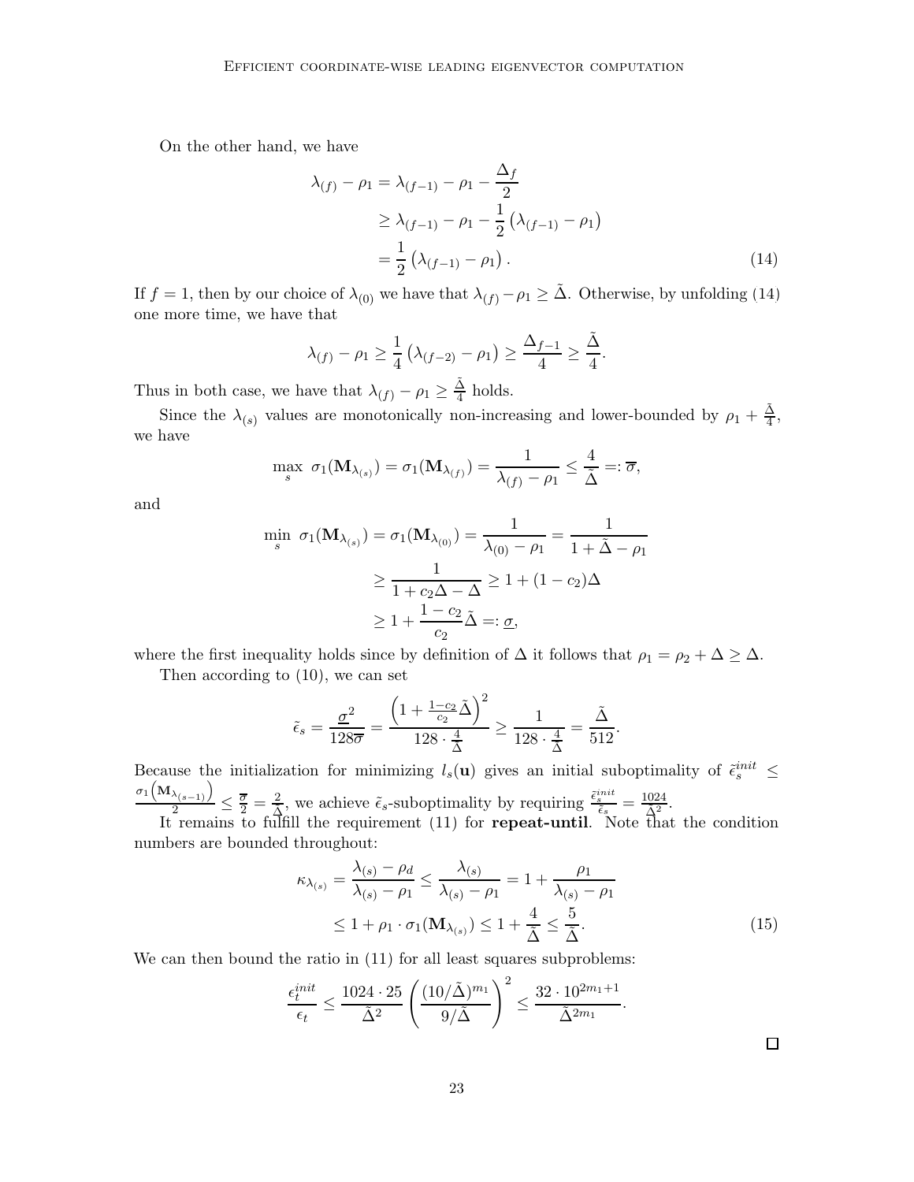On the other hand, we have

$$
\begin{aligned}
\lambda_{(f)} - \rho_1 &= \lambda_{(f-1)} - \rho_1 - \frac{\Delta_f}{2} \\
&\geq \lambda_{(f-1)} - \rho_1 - \frac{1}{2}\left(\lambda_{(f-1)} - \rho_1\right) \\
&= \frac{1}{2}\left(\lambda_{(f-1)} - \rho_1\right).
\end{aligned} \tag{14}
$$

If $f = 1$, then by our choice of $\lambda_{(0)}$ we have that $\lambda_{(f)} - \rho_1 \geq \tilde{\Delta}$. Otherwise, by unfolding (14) one more time, we have that

$$
\lambda_{(f)} - \rho_1 \geq \frac{1}{4}\left(\lambda_{(f-2)} - \rho_1\right) \geq \frac{\Delta_{f-1}}{4} \geq \frac{\tilde{\Delta}}{4}.
$$

Thus in both case, we have that $\lambda_{(f)} - \rho_1 \geq \frac{\tilde{\Delta}}{4}$ holds.

Since the $\lambda_{(s)}$ values are monotonically non-increasing and lower-bounded by $\rho_1 + \frac{\tilde{\Delta}}{4}$, we have

$$
\max_s \ \sigma_1(\mathbf{M}_{\lambda_{(s)}}) = \sigma_1(\mathbf{M}_{\lambda_{(f)}}) = \frac{1}{\lambda_{(f)} - \rho_1} \leq \frac{4}{\tilde{\Delta}} =: \overline{\sigma},
$$

and

$$
\begin{aligned}
\min_s \ \sigma_1(\mathbf{M}_{\lambda_{(s)}}) = \sigma_1(\mathbf{M}_{\lambda_{(0)}}) &= \frac{1}{\lambda_{(0)} - \rho_1} = \frac{1}{1 + \tilde{\Delta} - \rho_1} \\
&\geq \frac{1}{1 + c_2\Delta - \Delta} \geq 1 + (1 - c_2)\Delta \\
&\geq 1 + \frac{1 - c_2}{c_2}\tilde{\Delta} =: \underline{\sigma},
\end{aligned}
$$

where the first inequality holds since by definition of $\Delta$ it follows that $\rho_1 = \rho_2 + \Delta \geq \Delta$.

Then according to (10), we can set

$$
\tilde{\epsilon}_s = \frac{\underline{\sigma}^2}{128\overline{\sigma}} = \frac{\left(1 + \frac{1-c_2}{c_2}\tilde{\Delta}\right)^2}{128 \cdot \frac{4}{\tilde{\Delta}}} \geq \frac{1}{128 \cdot \frac{4}{\tilde{\Delta}}} = \frac{\tilde{\Delta}}{512}.
$$

Because the initialization for minimizing $l_s(\mathbf{u})$ gives an initial suboptimality of $\tilde{\epsilon}_s^{init} \leq \frac{\sigma_1\left(\mathbf{M}_{\lambda_{(s-1)}}\right)}{2} \leq \frac{\overline{\sigma}}{2} = \frac{2}{\tilde{\Delta}}$, we achieve $\tilde{\epsilon}_s$-suboptimality by requiring $\frac{\tilde{\epsilon}_s^{init}}{\tilde{\epsilon}_s} = \frac{1024}{\tilde{\Delta}^2}$.

It remains to fulfill the requirement (11) for **repeat-until**. Note that the condition numbers are bounded throughout:

$$
\begin{aligned}
\kappa_{\lambda_{(s)}} = \frac{\lambda_{(s)} - \rho_d}{\lambda_{(s)} - \rho_1} &\leq \frac{\lambda_{(s)}}{\lambda_{(s)} - \rho_1} = 1 + \frac{\rho_1}{\lambda_{(s)} - \rho_1} \\
&\leq 1 + \rho_1 \cdot \sigma_1(\mathbf{M}_{\lambda_{(s)}}) \leq 1 + \frac{4}{\tilde{\Delta}} \leq \frac{5}{\tilde{\Delta}}.
\end{aligned} \tag{15}
$$

We can then bound the ratio in (11) for all least squares subproblems:

$$
\frac{\epsilon_t^{init}}{\epsilon_t} \leq \frac{1024 \cdot 25}{\tilde{\Delta}^2}\left(\frac{(10/\tilde{\Delta})^{m_1}}{9/\tilde{\Delta}}\right)^2 \leq \frac{32 \cdot 10^{2m_1+1}}{\tilde{\Delta}^{2m_1}}.
$$

□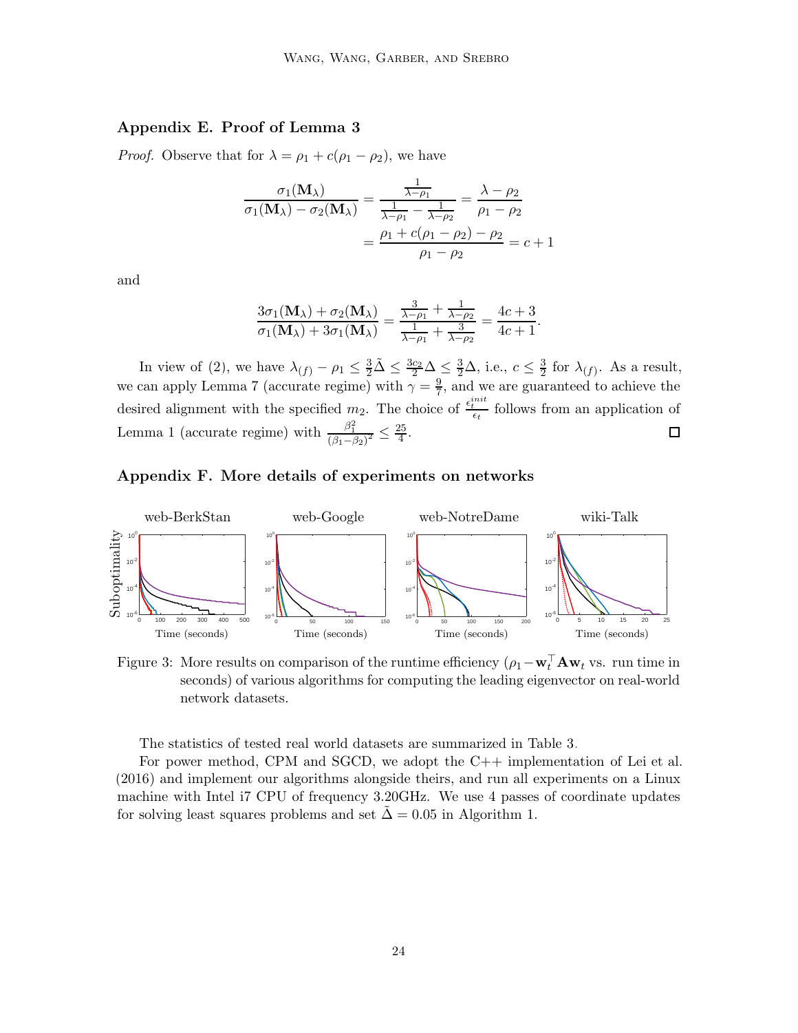## Appendix E. Proof of Lemma 3

*Proof.* Observe that for $\lambda = \rho_1 + c(\rho_1 - \rho_2)$, we have

$$\frac{\sigma_1(\mathbf{M}_\lambda)}{\sigma_1(\mathbf{M}_\lambda) - \sigma_2(\mathbf{M}_\lambda)} = \frac{\frac{1}{\lambda - \rho_1}}{\frac{1}{\lambda-\rho_1} - \frac{1}{\lambda - \rho_2}} = \frac{\lambda - \rho_2}{\rho_1 - \rho_2}$$
$$= \frac{\rho_1 + c(\rho_1 - \rho_2) - \rho_2}{\rho_1 - \rho_2} = c + 1$$

and

$$\frac{3\sigma_1(\mathbf{M}_\lambda) + \sigma_2(\mathbf{M}_\lambda)}{\sigma_1(\mathbf{M}_\lambda) + 3\sigma_1(\mathbf{M}_\lambda)} = \frac{\frac{3}{\lambda-\rho_1} + \frac{1}{\lambda-\rho_2}}{\frac{1}{\lambda-\rho_1} + \frac{3}{\lambda-\rho_2}} = \frac{4c+3}{4c+1}.$$

In view of (2), we have $\lambda_{(f)} - \rho_1 \le \frac{3}{2}\tilde{\Delta} \le \frac{3c_2}{2}\Delta \le \frac{3}{2}\Delta$, i.e., $c \le \frac{3}{2}$ for $\lambda_{(f)}$. As a result, we can apply Lemma 7 (accurate regime) with $\gamma = \frac{9}{7}$, and we are guaranteed to achieve the desired alignment with the specified $m_2$. The choice of $\frac{\epsilon_t^{init}}{\epsilon_t}$ follows from an application of Lemma 1 (accurate regime) with $\frac{\beta_1^2}{(\beta_1 - \beta_2)^2} \le \frac{25}{4}$. ◻

## Appendix F. More details of experiments on networks

Figure 3: More results on comparison of the runtime efficiency ($\rho_1 - \mathbf{w}_t^\top \mathbf{A}\mathbf{w}_t$ vs. run time in seconds) of various algorithms for computing the leading eigenvector on real-world network datasets.

The statistics of tested real world datasets are summarized in Table 3.

For power method, CPM and SGCD, we adopt the C++ implementation of Lei et al. (2016) and implement our algorithms alongside theirs, and run all experiments on a Linux machine with Intel i7 CPU of frequency 3.20GHz. We use 4 passes of coordinate updates for solving least squares problems and set $\tilde{\Delta} = 0.05$ in Algorithm 1.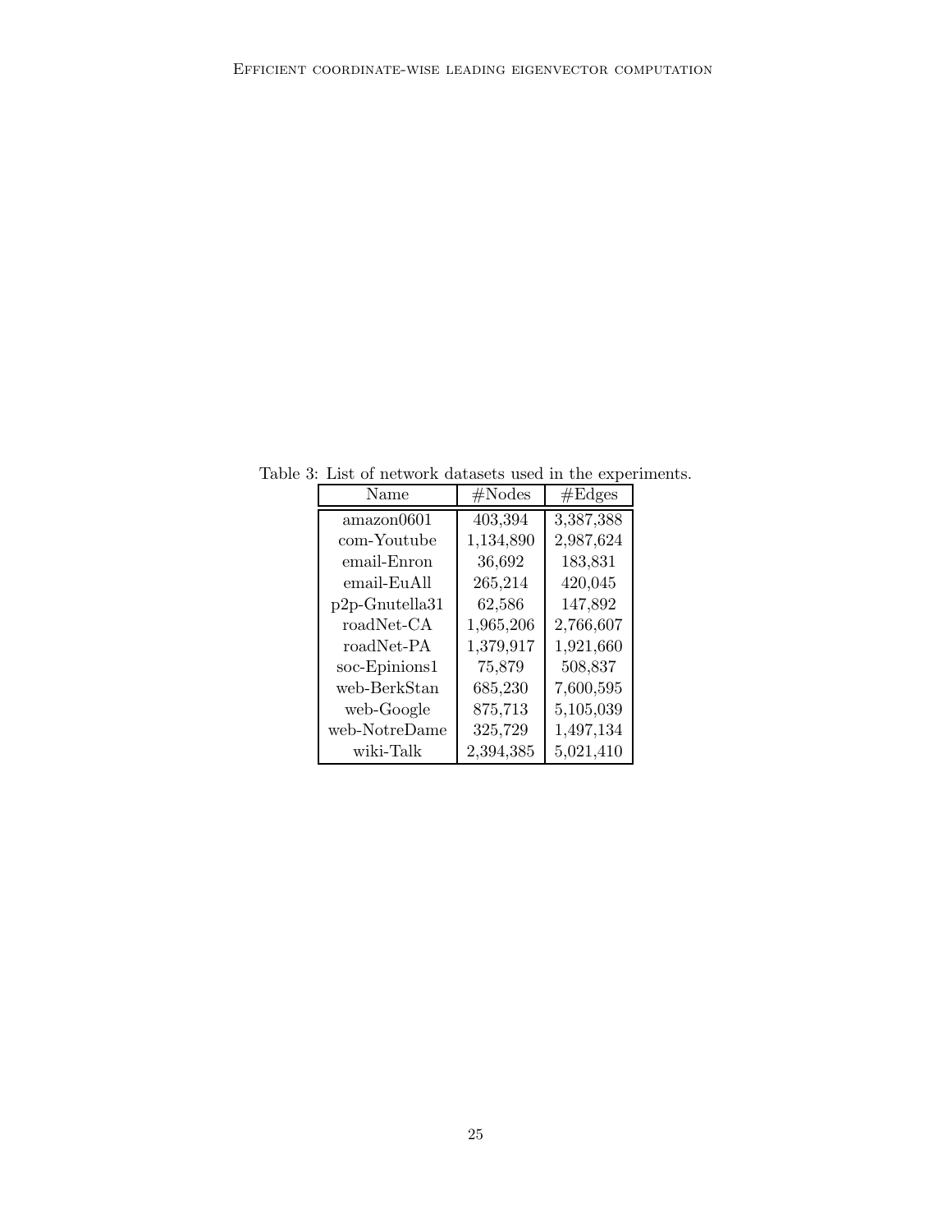Table 3: List of network datasets used in the experiments.

| Name | #Nodes | #Edges |
|---|---|---|
| amazon0601 | 403,394 | 3,387,388 |
| com-Youtube | 1,134,890 | 2,987,624 |
| email-Enron | 36,692 | 183,831 |
| email-EuAll | 265,214 | 420,045 |
| p2p-Gnutella31 | 62,586 | 147,892 |
| roadNet-CA | 1,965,206 | 2,766,607 |
| roadNet-PA | 1,379,917 | 1,921,660 |
| soc-Epinions1 | 75,879 | 508,837 |
| web-BerkStan | 685,230 | 7,600,595 |
| web-Google | 875,713 | 5,105,039 |
| web-NotreDame | 325,729 | 1,497,134 |
| wiki-Talk | 2,394,385 | 5,021,410 |